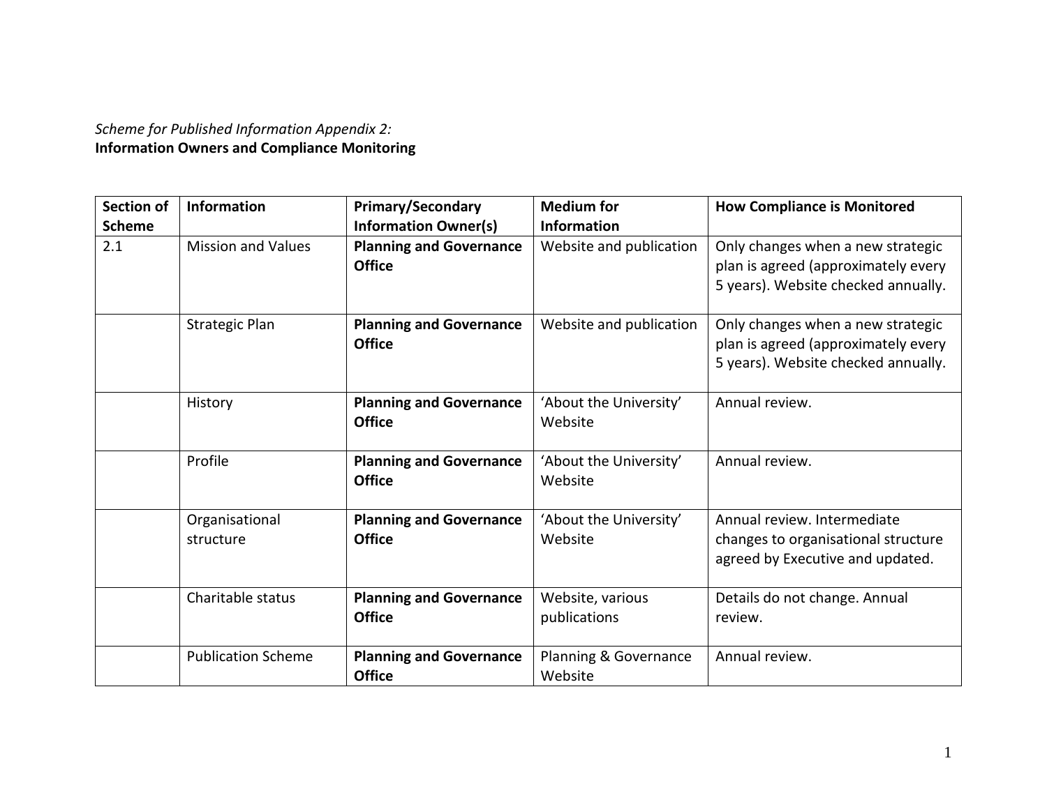*Scheme for Published Information Appendix 2:*
**Information Owners and Compliance Monitoring**

| Section of Scheme | Information | Primary/Secondary Information Owner(s) | Medium for Information | How Compliance is Monitored |
|---|---|---|---|---|
| 2.1 | Mission and Values | **Planning and Governance Office** | Website and publication | Only changes when a new strategic plan is agreed (approximately every 5 years). Website checked annually. |
| | Strategic Plan | **Planning and Governance Office** | Website and publication | Only changes when a new strategic plan is agreed (approximately every 5 years). Website checked annually. |
| | History | **Planning and Governance Office** | 'About the University' Website | Annual review. |
| | Profile | **Planning and Governance Office** | 'About the University' Website | Annual review. |
| | Organisational structure | **Planning and Governance Office** | 'About the University' Website | Annual review. Intermediate changes to organisational structure agreed by Executive and updated. |
| | Charitable status | **Planning and Governance Office** | Website, various publications | Details do not change. Annual review. |
| | Publication Scheme | **Planning and Governance Office** | Planning & Governance Website | Annual review. |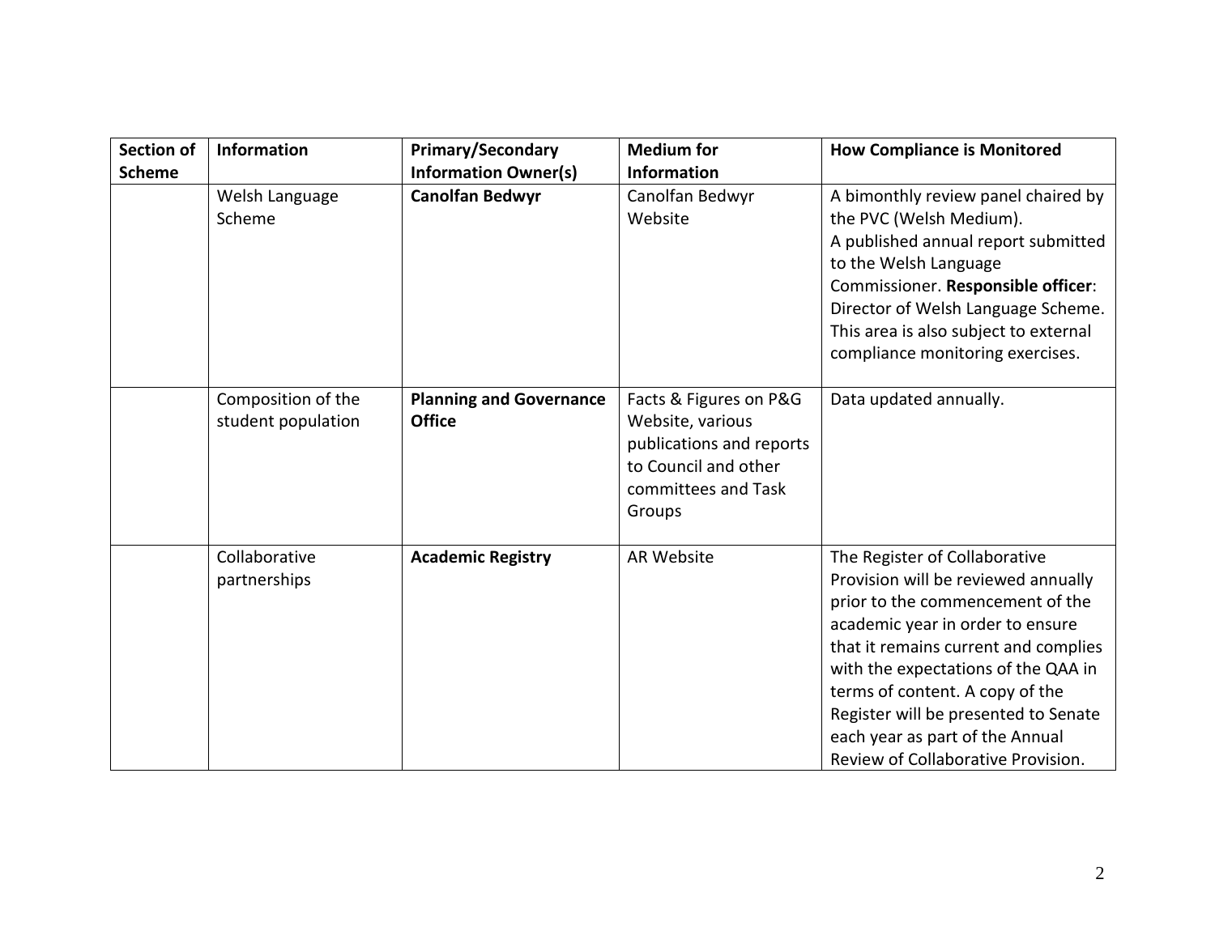| Section of Scheme | Information | Primary/Secondary Information Owner(s) | Medium for Information | How Compliance is Monitored |
|---|---|---|---|---|
| | Welsh Language Scheme | **Canolfan Bedwyr** | Canolfan Bedwyr Website | A bimonthly review panel chaired by the PVC (Welsh Medium).<br>A published annual report submitted to the Welsh Language Commissioner. **Responsible officer**: Director of Welsh Language Scheme. This area is also subject to external compliance monitoring exercises. |
| | Composition of the student population | **Planning and Governance Office** | Facts & Figures on P&G Website, various publications and reports to Council and other committees and Task Groups | Data updated annually. |
| | Collaborative partnerships | **Academic Registry** | AR Website | The Register of Collaborative Provision will be reviewed annually prior to the commencement of the academic year in order to ensure that it remains current and complies with the expectations of the QAA in terms of content. A copy of the Register will be presented to Senate each year as part of the Annual Review of Collaborative Provision. |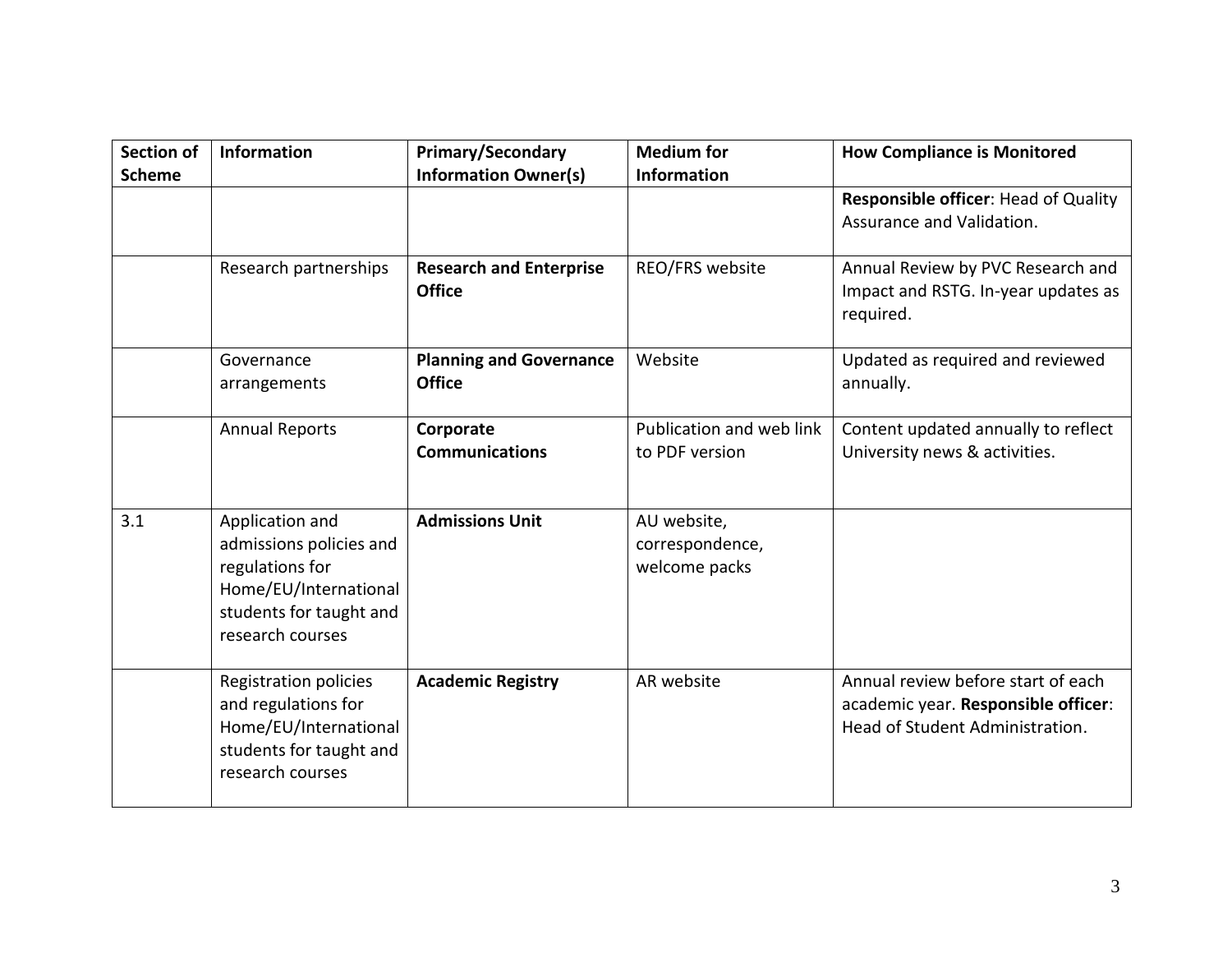| Section of Scheme | Information | Primary/Secondary Information Owner(s) | Medium for Information | How Compliance is Monitored |
|---|---|---|---|---|
| | | | | **Responsible officer**: Head of Quality Assurance and Validation. |
| | Research partnerships | **Research and Enterprise Office** | REO/FRS website | Annual Review by PVC Research and Impact and RSTG. In-year updates as required. |
| | Governance arrangements | **Planning and Governance Office** | Website | Updated as required and reviewed annually. |
| | Annual Reports | **Corporate Communications** | Publication and web link to PDF version | Content updated annually to reflect University news & activities. |
| 3.1 | Application and admissions policies and regulations for Home/EU/International students for taught and research courses | **Admissions Unit** | AU website, correspondence, welcome packs | |
| | Registration policies and regulations for Home/EU/International students for taught and research courses | **Academic Registry** | AR website | Annual review before start of each academic year. **Responsible officer**: Head of Student Administration. |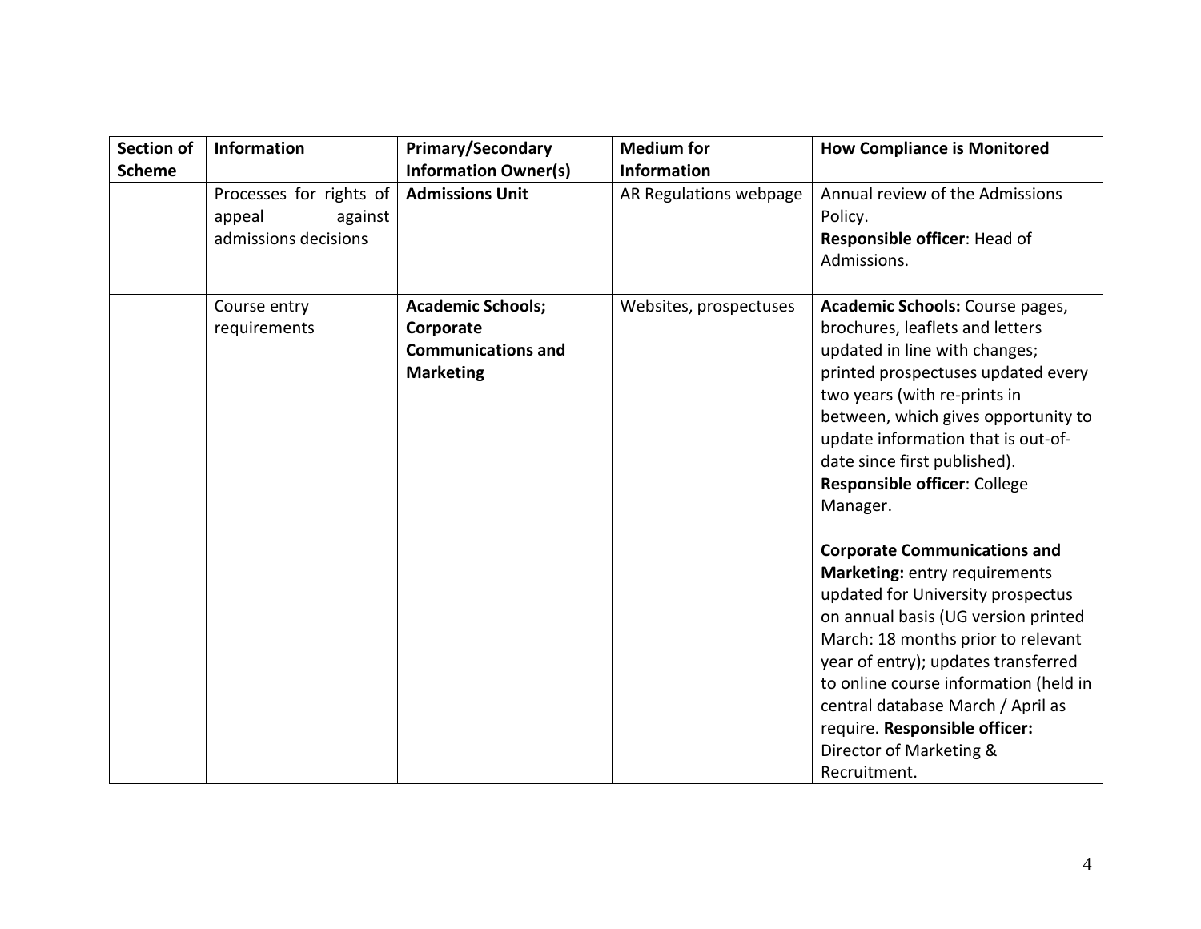| Section of Scheme | Information | Primary/Secondary Information Owner(s) | Medium for Information | How Compliance is Monitored |
|---|---|---|---|---|
| | Processes for rights of appeal against admissions decisions | **Admissions Unit** | AR Regulations webpage | Annual review of the Admissions Policy.<br>**Responsible officer**: Head of Admissions. |
| | Course entry requirements | **Academic Schools; Corporate Communications and Marketing** | Websites, prospectuses | **Academic Schools:** Course pages, brochures, leaflets and letters updated in line with changes; printed prospectuses updated every two years (with re-prints in between, which gives opportunity to update information that is out-of-date since first published).<br>**Responsible officer**: College Manager.<br><br>**Corporate Communications and Marketing:** entry requirements updated for University prospectus on annual basis (UG version printed March: 18 months prior to relevant year of entry); updates transferred to online course information (held in central database March / April as require. **Responsible officer:** Director of Marketing & Recruitment. |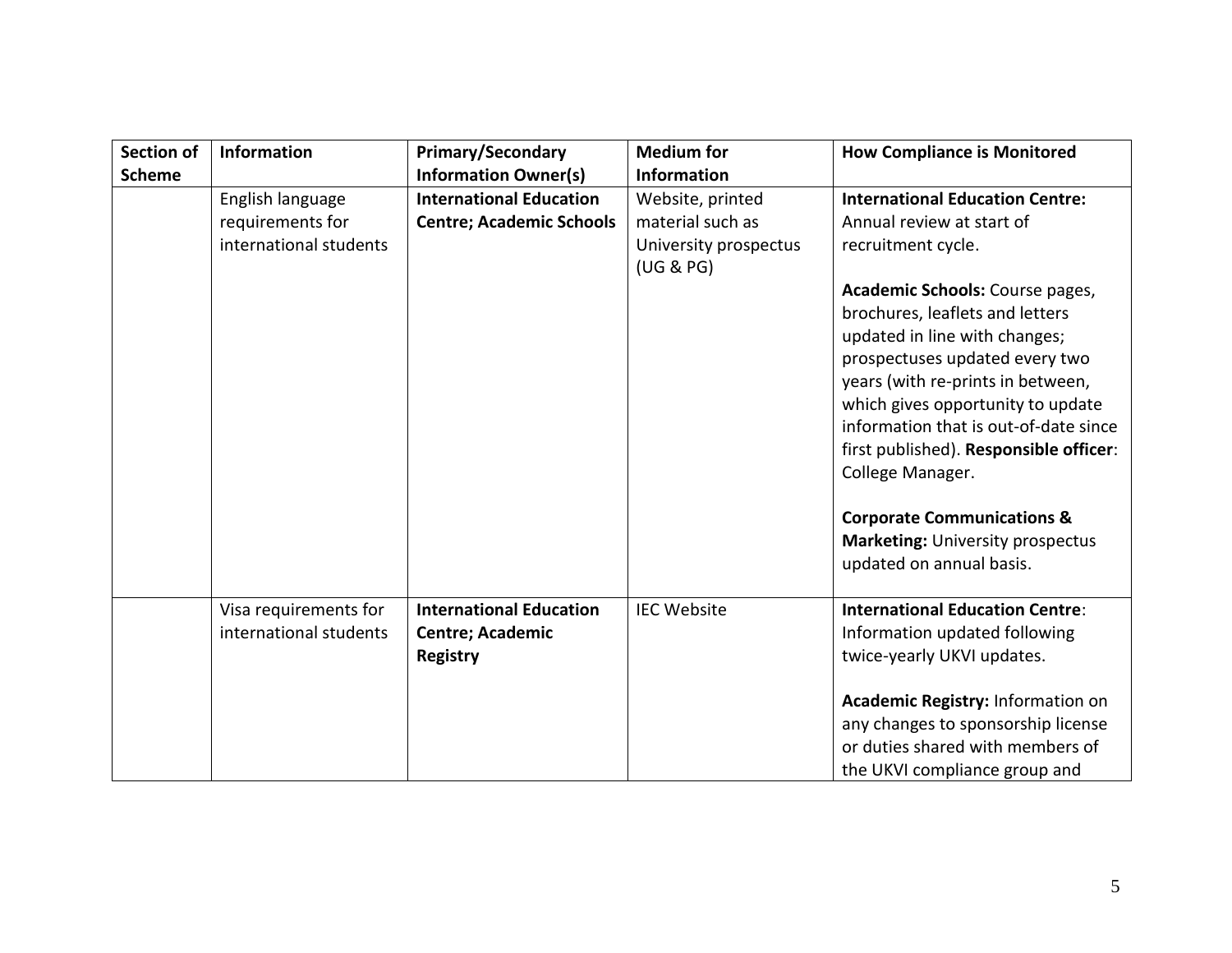| Section of Scheme | Information | Primary/Secondary Information Owner(s) | Medium for Information | How Compliance is Monitored |
|---|---|---|---|---|
| | English language requirements for international students | **International Education Centre; Academic Schools** | Website, printed material such as University prospectus (UG & PG) | **International Education Centre:** Annual review at start of recruitment cycle.<br><br>**Academic Schools:** Course pages, brochures, leaflets and letters updated in line with changes; prospectuses updated every two years (with re-prints in between, which gives opportunity to update information that is out-of-date since first published). **Responsible officer**: College Manager.<br><br>**Corporate Communications & Marketing:** University prospectus updated on annual basis. |
| | Visa requirements for international students | **International Education Centre; Academic Registry** | IEC Website | **International Education Centre**: Information updated following twice-yearly UKVI updates.<br><br>**Academic Registry:** Information on any changes to sponsorship license or duties shared with members of the UKVI compliance group and |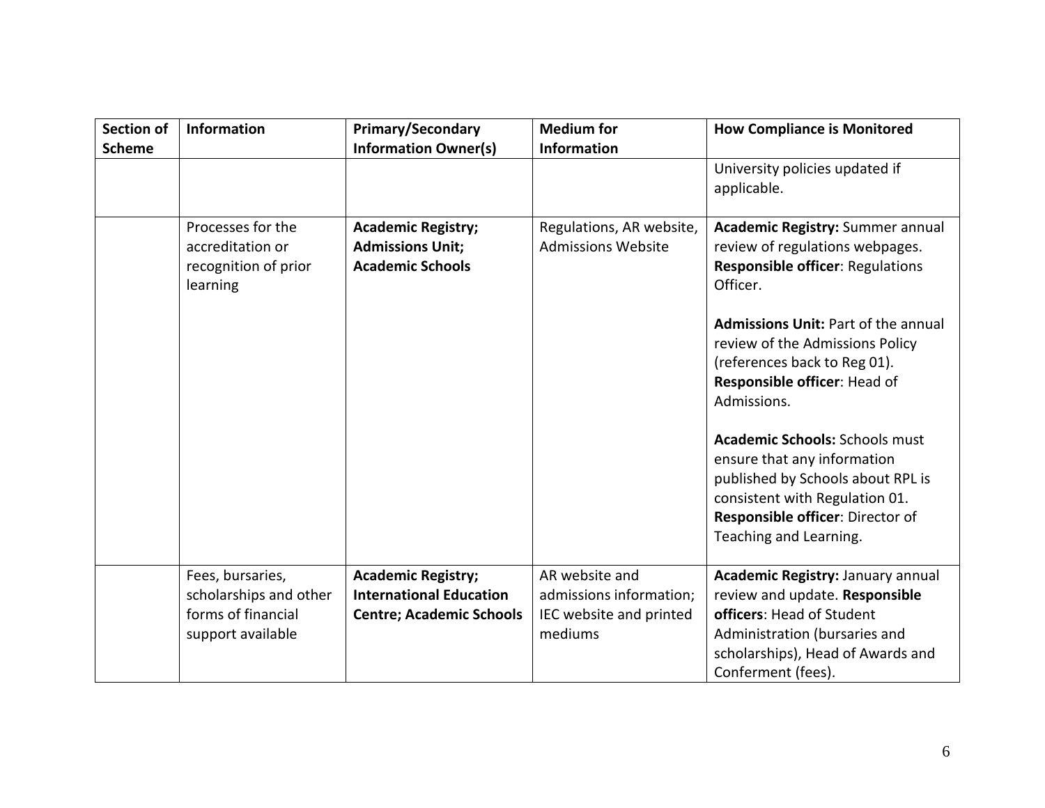| Section of Scheme | Information | Primary/Secondary Information Owner(s) | Medium for Information | How Compliance is Monitored |
|---|---|---|---|---|
| | | | | University policies updated if applicable. |
| | Processes for the accreditation or recognition of prior learning | **Academic Registry; Admissions Unit; Academic Schools** | Regulations, AR website, Admissions Website | **Academic Registry:** Summer annual review of regulations webpages. **Responsible officer**: Regulations Officer.<br><br>**Admissions Unit:** Part of the annual review of the Admissions Policy (references back to Reg 01). **Responsible officer**: Head of Admissions.<br><br>**Academic Schools:** Schools must ensure that any information published by Schools about RPL is consistent with Regulation 01. **Responsible officer**: Director of Teaching and Learning. |
| | Fees, bursaries, scholarships and other forms of financial support available | **Academic Registry; International Education Centre; Academic Schools** | AR website and admissions information; IEC website and printed mediums | **Academic Registry:** January annual review and update. **Responsible officers**: Head of Student Administration (bursaries and scholarships), Head of Awards and Conferment (fees). |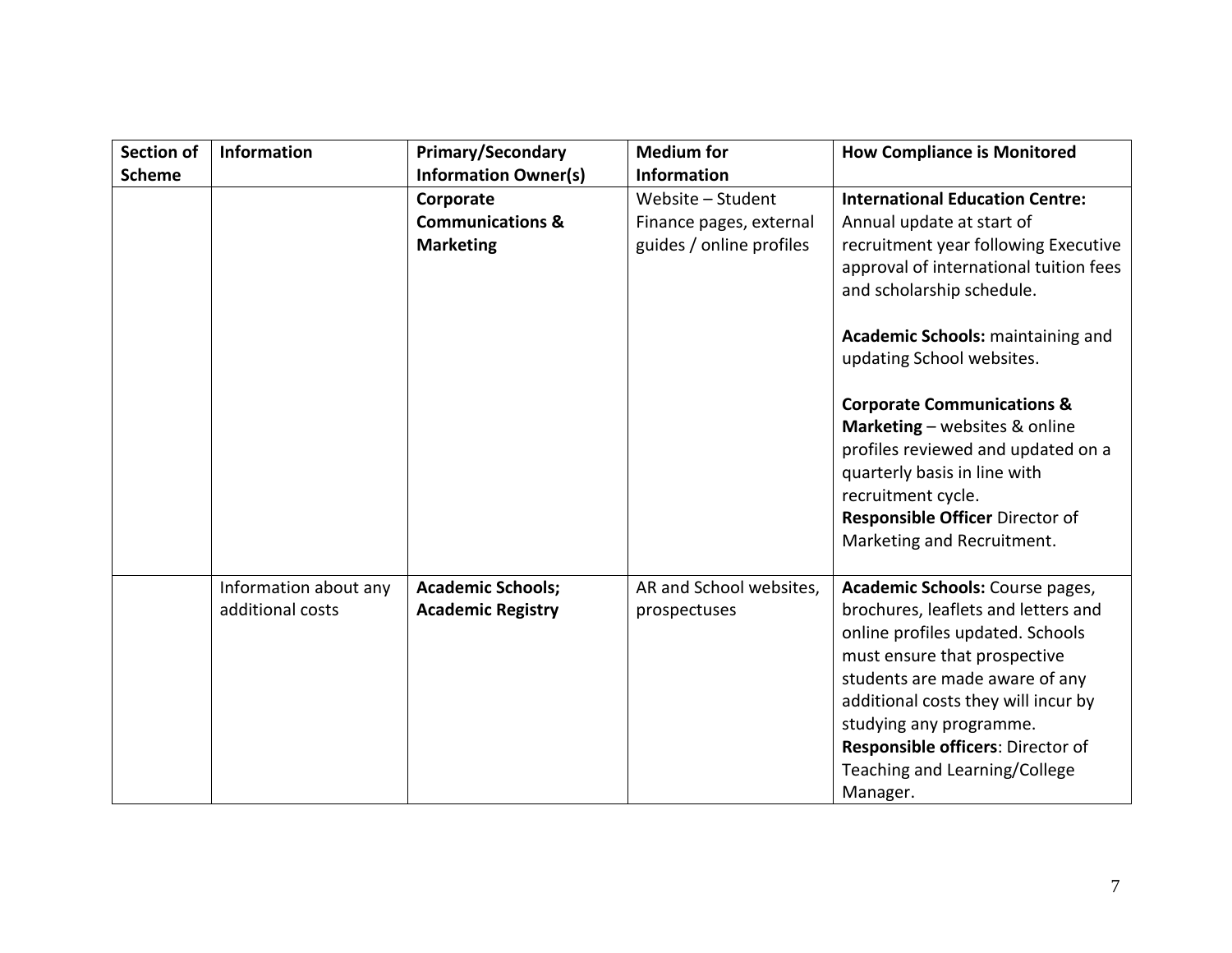| Section of Scheme | Information | Primary/Secondary Information Owner(s) | Medium for Information | How Compliance is Monitored |
|---|---|---|---|---|
| | | **Corporate Communications & Marketing** | Website – Student Finance pages, external guides / online profiles | **International Education Centre:** Annual update at start of recruitment year following Executive approval of international tuition fees and scholarship schedule.<br><br>**Academic Schools:** maintaining and updating School websites.<br><br>**Corporate Communications & Marketing** – websites & online profiles reviewed and updated on a quarterly basis in line with recruitment cycle.<br>**Responsible Officer** Director of Marketing and Recruitment. |
| | Information about any additional costs | **Academic Schools; Academic Registry** | AR and School websites, prospectuses | **Academic Schools:** Course pages, brochures, leaflets and letters and online profiles updated. Schools must ensure that prospective students are made aware of any additional costs they will incur by studying any programme.<br>**Responsible officers**: Director of Teaching and Learning/College Manager. |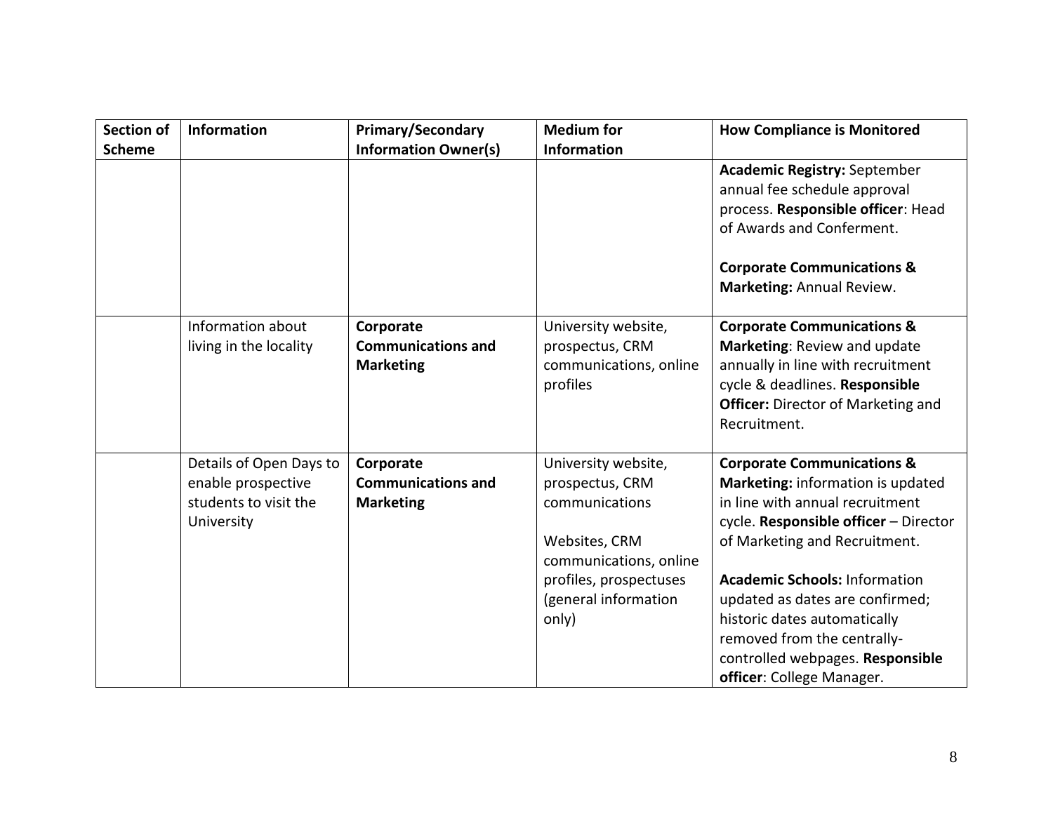| Section of Scheme | Information | Primary/Secondary Information Owner(s) | Medium for Information | How Compliance is Monitored |
|---|---|---|---|---|
| | | | | **Academic Registry:** September annual fee schedule approval process. **Responsible officer**: Head of Awards and Conferment.<br><br>**Corporate Communications & Marketing:** Annual Review. |
| | Information about living in the locality | **Corporate Communications and Marketing** | University website, prospectus, CRM communications, online profiles | **Corporate Communications & Marketing**: Review and update annually in line with recruitment cycle & deadlines. **Responsible Officer:** Director of Marketing and Recruitment. |
| | Details of Open Days to enable prospective students to visit the University | **Corporate Communications and Marketing** | University website, prospectus, CRM communications<br><br>Websites, CRM communications, online profiles, prospectuses (general information only) | **Corporate Communications & Marketing:** information is updated in line with annual recruitment cycle. **Responsible officer** – Director of Marketing and Recruitment.<br><br>**Academic Schools:** Information updated as dates are confirmed; historic dates automatically removed from the centrally-controlled webpages. **Responsible officer**: College Manager. |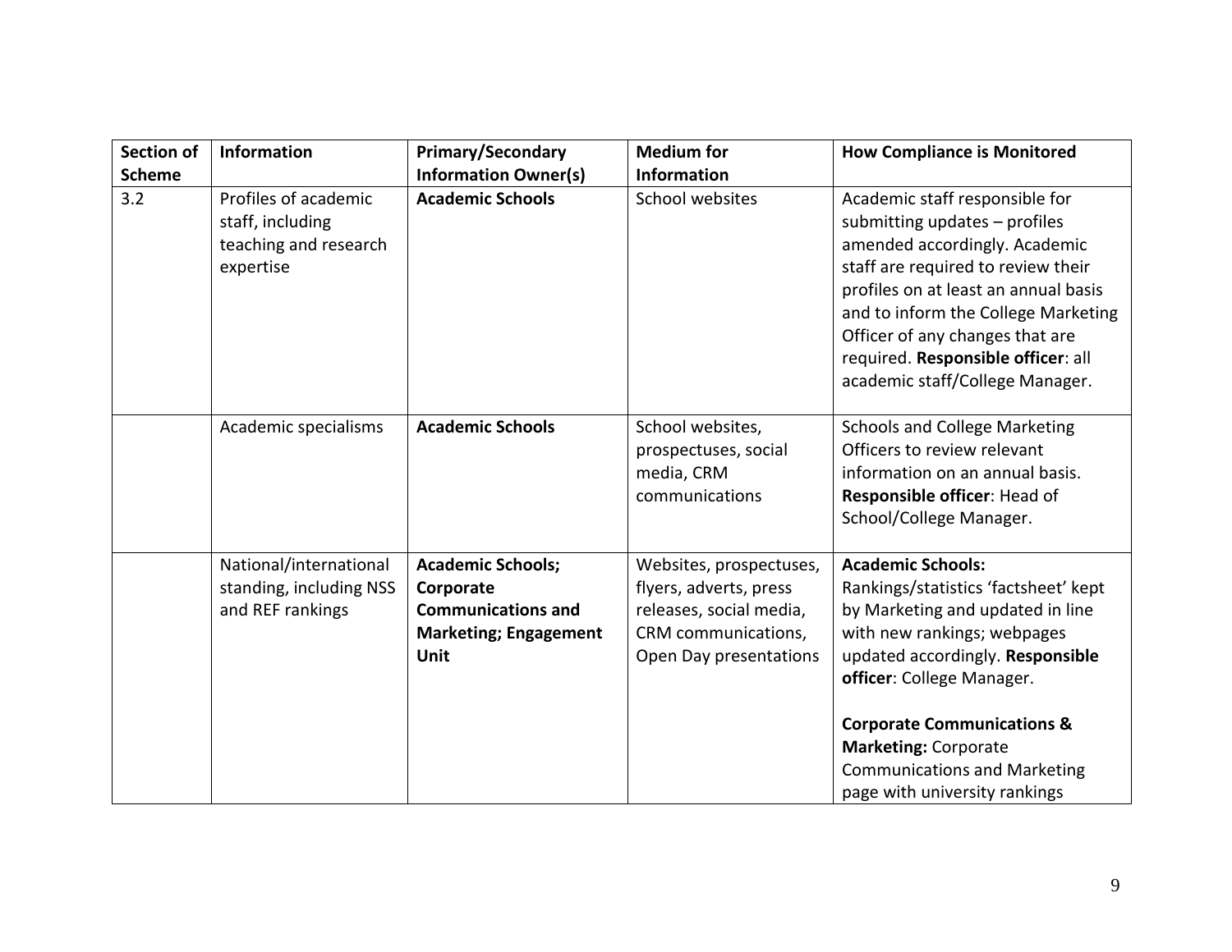| Section of Scheme | Information | Primary/Secondary Information Owner(s) | Medium for Information | How Compliance is Monitored |
|---|---|---|---|---|
| 3.2 | Profiles of academic staff, including teaching and research expertise | **Academic Schools** | School websites | Academic staff responsible for submitting updates – profiles amended accordingly. Academic staff are required to review their profiles on at least an annual basis and to inform the College Marketing Officer of any changes that are required. **Responsible officer**: all academic staff/College Manager. |
| | Academic specialisms | **Academic Schools** | School websites, prospectuses, social media, CRM communications | Schools and College Marketing Officers to review relevant information on an annual basis. **Responsible officer**: Head of School/College Manager. |
| | National/international standing, including NSS and REF rankings | **Academic Schools; Corporate Communications and Marketing; Engagement Unit** | Websites, prospectuses, flyers, adverts, press releases, social media, CRM communications, Open Day presentations | **Academic Schools:** Rankings/statistics 'factsheet' kept by Marketing and updated in line with new rankings; webpages updated accordingly. **Responsible officer**: College Manager.<br><br>**Corporate Communications & Marketing:** Corporate Communications and Marketing page with university rankings |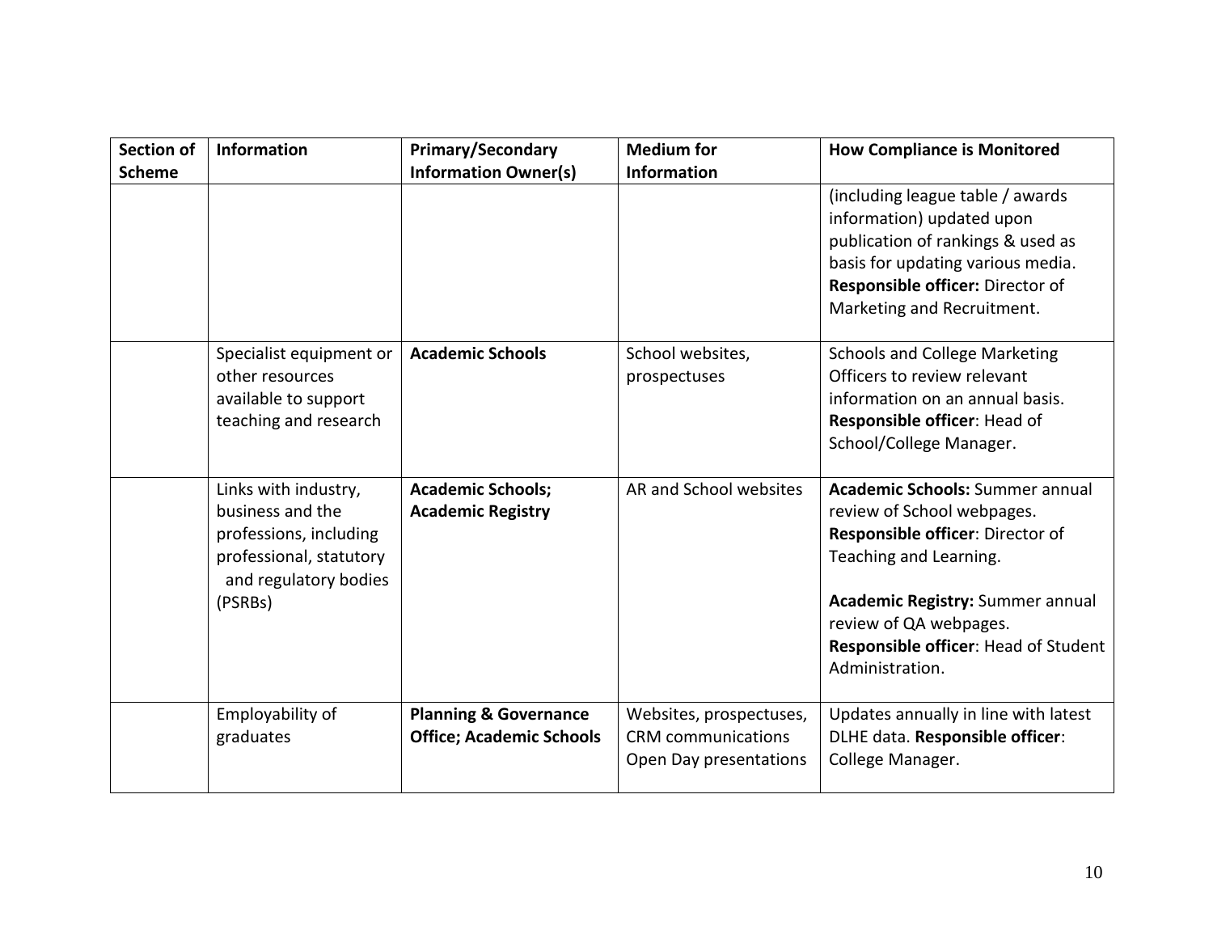| Section of Scheme | Information | Primary/Secondary Information Owner(s) | Medium for Information | How Compliance is Monitored |
|---|---|---|---|---|
| | | | | (including league table / awards information) updated upon publication of rankings & used as basis for updating various media. **Responsible officer:** Director of Marketing and Recruitment. |
| | Specialist equipment or other resources available to support teaching and research | **Academic Schools** | School websites, prospectuses | Schools and College Marketing Officers to review relevant information on an annual basis. **Responsible officer**: Head of School/College Manager. |
| | Links with industry, business and the professions, including professional, statutory and regulatory bodies (PSRBs) | **Academic Schools; Academic Registry** | AR and School websites | **Academic Schools:** Summer annual review of School webpages. **Responsible officer**: Director of Teaching and Learning.<br><br>**Academic Registry:** Summer annual review of QA webpages. **Responsible officer**: Head of Student Administration. |
| | Employability of graduates | **Planning & Governance Office; Academic Schools** | Websites, prospectuses, CRM communications Open Day presentations | Updates annually in line with latest DLHE data. **Responsible officer**: College Manager. |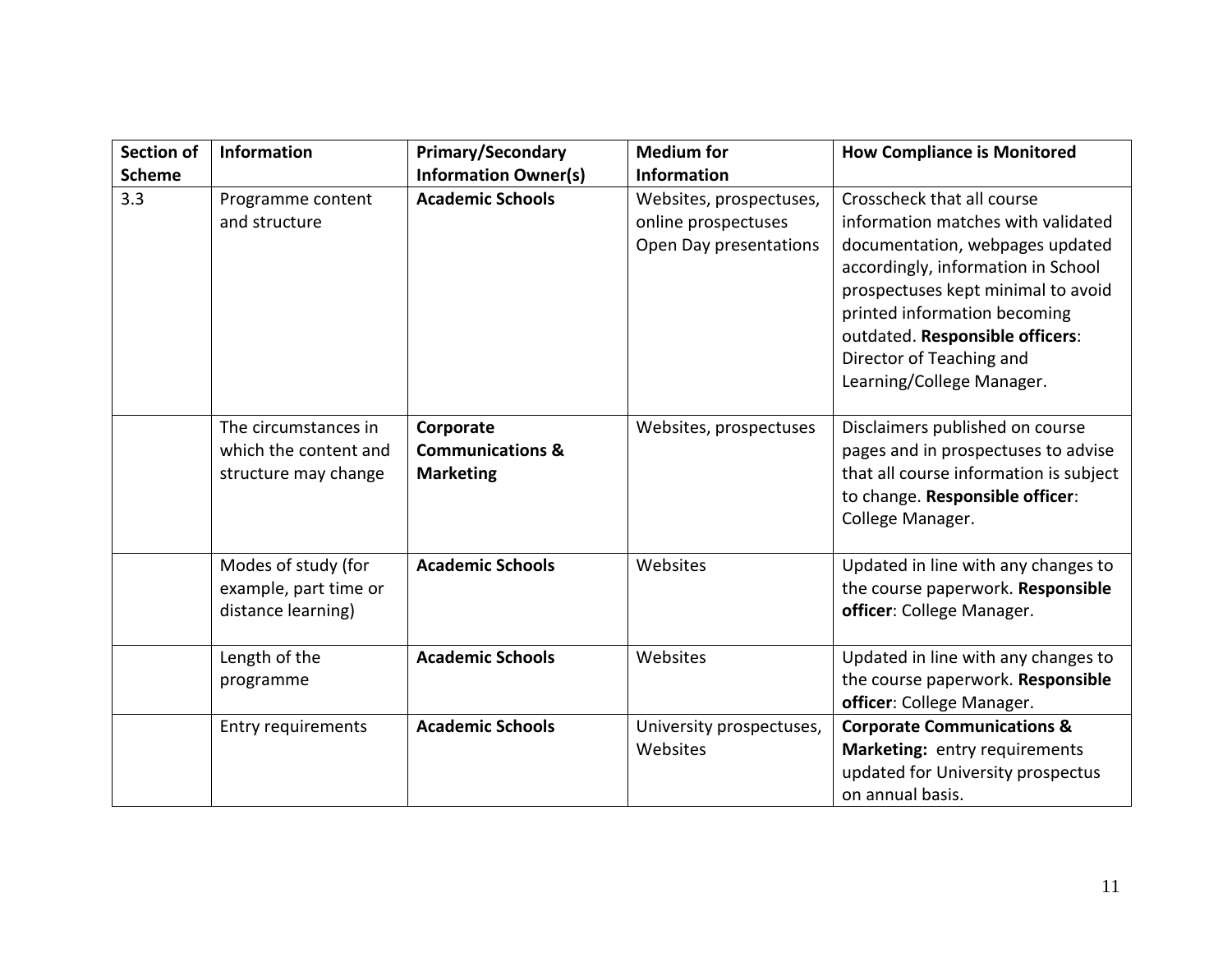| Section of Scheme | Information | Primary/Secondary Information Owner(s) | Medium for Information | How Compliance is Monitored |
|---|---|---|---|---|
| 3.3 | Programme content and structure | **Academic Schools** | Websites, prospectuses, online prospectuses Open Day presentations | Crosscheck that all course information matches with validated documentation, webpages updated accordingly, information in School prospectuses kept minimal to avoid printed information becoming outdated. **Responsible officers**: Director of Teaching and Learning/College Manager. |
| | The circumstances in which the content and structure may change | **Corporate Communications & Marketing** | Websites, prospectuses | Disclaimers published on course pages and in prospectuses to advise that all course information is subject to change. **Responsible officer**: College Manager. |
| | Modes of study (for example, part time or distance learning) | **Academic Schools** | Websites | Updated in line with any changes to the course paperwork. **Responsible officer**: College Manager. |
| | Length of the programme | **Academic Schools** | Websites | Updated in line with any changes to the course paperwork. **Responsible officer**: College Manager. |
| | Entry requirements | **Academic Schools** | University prospectuses, Websites | **Corporate Communications & Marketing:** entry requirements updated for University prospectus on annual basis. |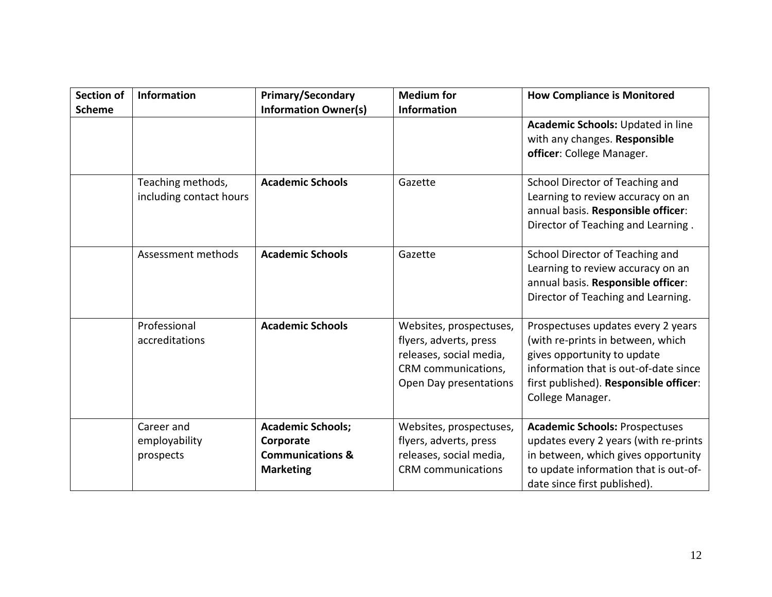| Section of Scheme | Information | Primary/Secondary Information Owner(s) | Medium for Information | How Compliance is Monitored |
| --- | --- | --- | --- | --- |
| | | | | **Academic Schools:** Updated in line with any changes. **Responsible officer**: College Manager. |
| | Teaching methods, including contact hours | **Academic Schools** | Gazette | School Director of Teaching and Learning to review accuracy on an annual basis. **Responsible officer**: Director of Teaching and Learning . |
| | Assessment methods | **Academic Schools** | Gazette | School Director of Teaching and Learning to review accuracy on an annual basis. **Responsible officer**: Director of Teaching and Learning. |
| | Professional accreditations | **Academic Schools** | Websites, prospectuses, flyers, adverts, press releases, social media, CRM communications, Open Day presentations | Prospectuses updates every 2 years (with re-prints in between, which gives opportunity to update information that is out-of-date since first published). **Responsible officer**: College Manager. |
| | Career and employability prospects | **Academic Schools; Corporate Communications & Marketing** | Websites, prospectuses, flyers, adverts, press releases, social media, CRM communications | **Academic Schools:** Prospectuses updates every 2 years (with re-prints in between, which gives opportunity to update information that is out-of-date since first published). |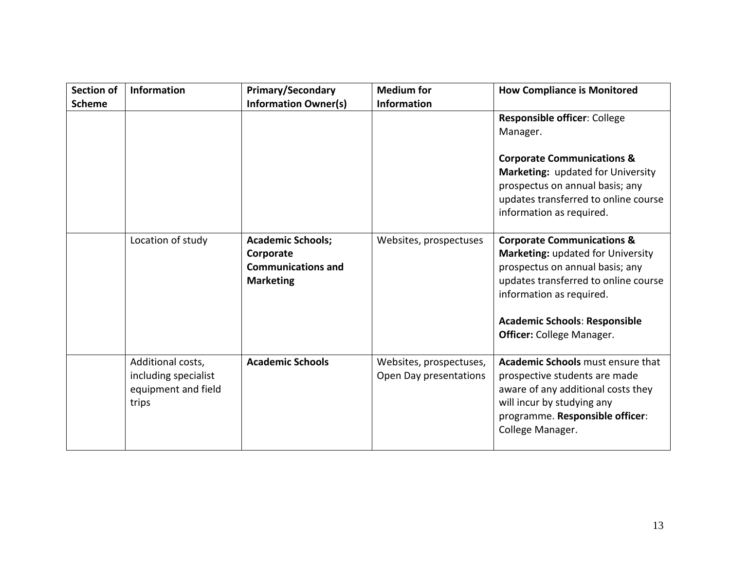| Section of Scheme | Information | Primary/Secondary Information Owner(s) | Medium for Information | How Compliance is Monitored |
|---|---|---|---|---|
| | | | | **Responsible officer**: College Manager.<br><br>**Corporate Communications & Marketing:** updated for University prospectus on annual basis; any updates transferred to online course information as required. |
| | Location of study | **Academic Schools; Corporate Communications and Marketing** | Websites, prospectuses | **Corporate Communications & Marketing:** updated for University prospectus on annual basis; any updates transferred to online course information as required.<br><br>**Academic Schools**: **Responsible Officer:** College Manager. |
| | Additional costs, including specialist equipment and field trips | **Academic Schools** | Websites, prospectuses, Open Day presentations | **Academic Schools** must ensure that prospective students are made aware of any additional costs they will incur by studying any programme. **Responsible officer**: College Manager. |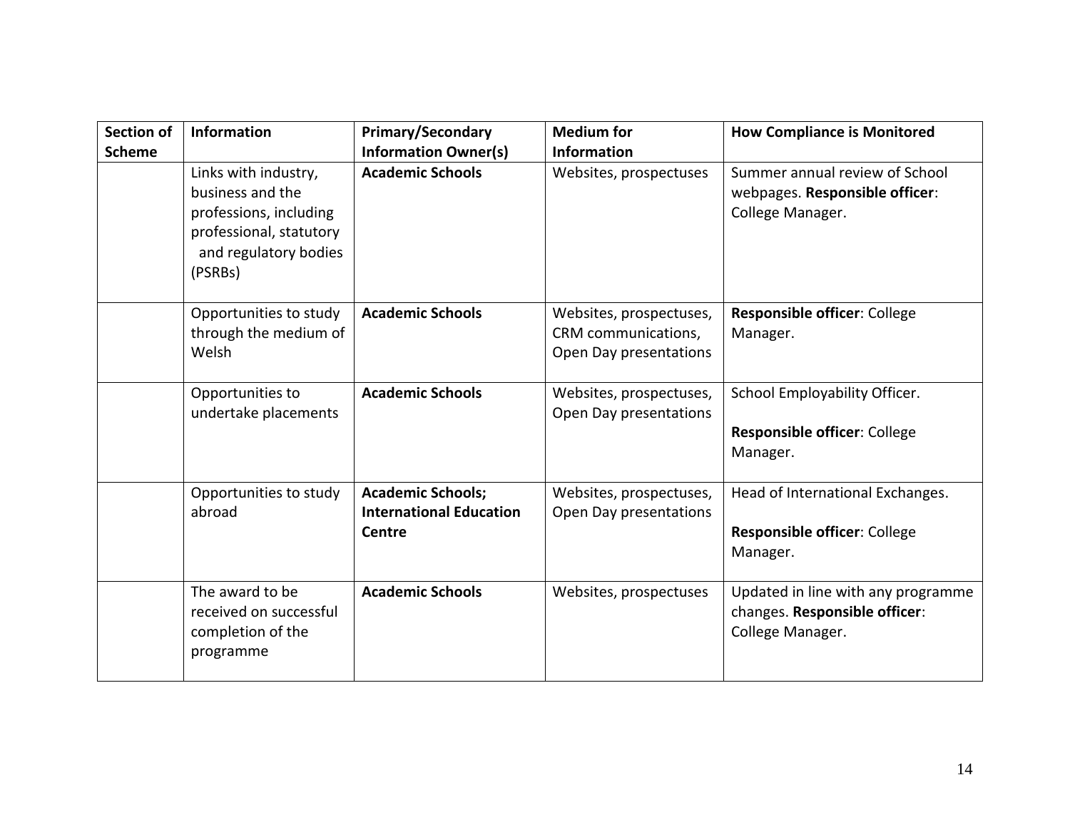| Section of Scheme | Information | Primary/Secondary Information Owner(s) | Medium for Information | How Compliance is Monitored |
|---|---|---|---|---|
| | Links with industry, business and the professions, including professional, statutory and regulatory bodies (PSRBs) | **Academic Schools** | Websites, prospectuses | Summer annual review of School webpages. **Responsible officer**: College Manager. |
| | Opportunities to study through the medium of Welsh | **Academic Schools** | Websites, prospectuses, CRM communications, Open Day presentations | **Responsible officer**: College Manager. |
| | Opportunities to undertake placements | **Academic Schools** | Websites, prospectuses, Open Day presentations | School Employability Officer.<br><br>**Responsible officer**: College Manager. |
| | Opportunities to study abroad | **Academic Schools; International Education Centre** | Websites, prospectuses, Open Day presentations | Head of International Exchanges.<br><br>**Responsible officer**: College Manager. |
| | The award to be received on successful completion of the programme | **Academic Schools** | Websites, prospectuses | Updated in line with any programme changes. **Responsible officer**: College Manager. |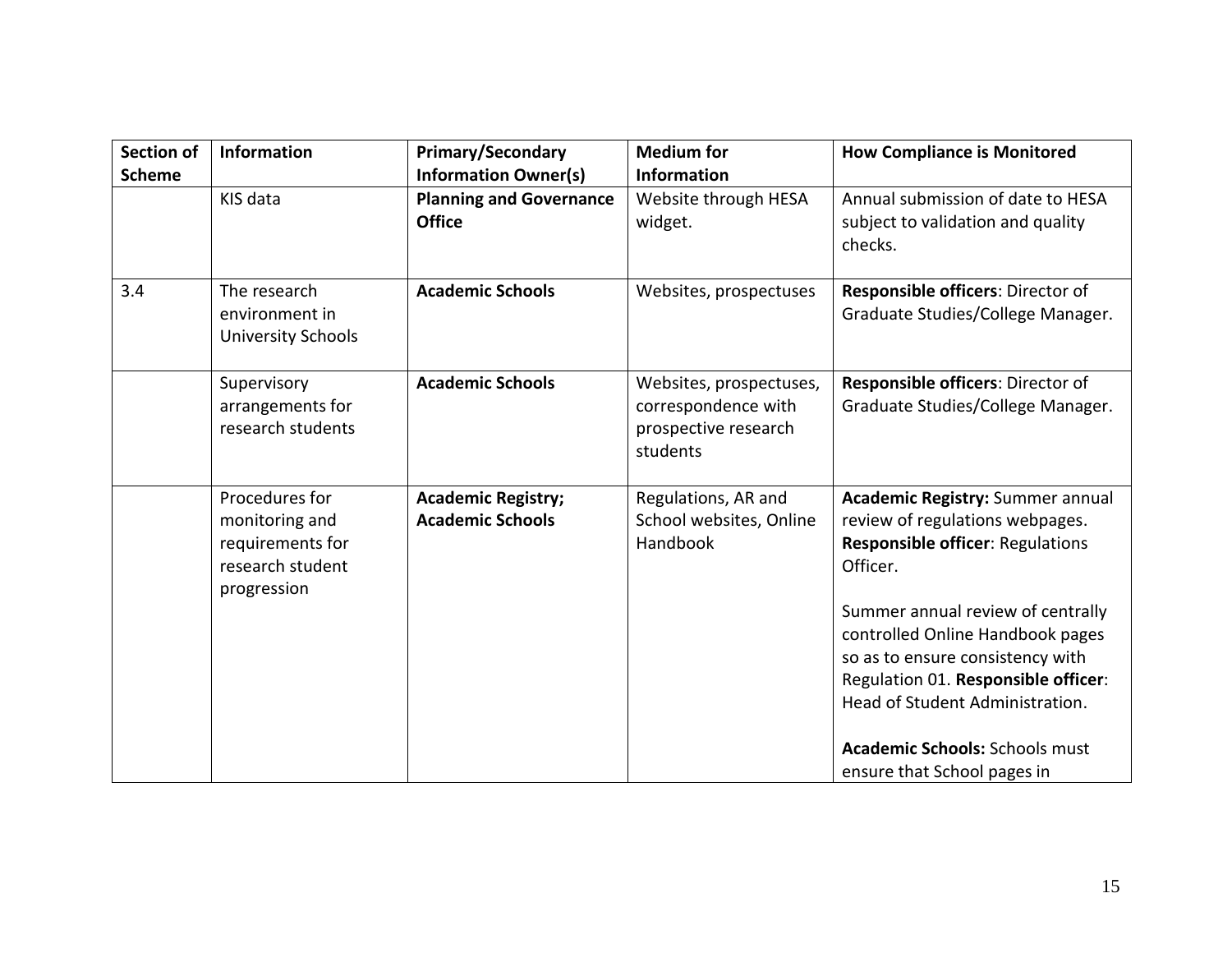| Section of Scheme | Information | Primary/Secondary Information Owner(s) | Medium for Information | How Compliance is Monitored |
|---|---|---|---|---|
| | KIS data | **Planning and Governance Office** | Website through HESA widget. | Annual submission of date to HESA subject to validation and quality checks. |
| 3.4 | The research environment in University Schools | **Academic Schools** | Websites, prospectuses | **Responsible officers**: Director of Graduate Studies/College Manager. |
| | Supervisory arrangements for research students | **Academic Schools** | Websites, prospectuses, correspondence with prospective research students | **Responsible officers**: Director of Graduate Studies/College Manager. |
| | Procedures for monitoring and requirements for research student progression | **Academic Registry; Academic Schools** | Regulations, AR and School websites, Online Handbook | **Academic Registry:** Summer annual review of regulations webpages. **Responsible officer**: Regulations Officer.<br><br>Summer annual review of centrally controlled Online Handbook pages so as to ensure consistency with Regulation 01. **Responsible officer**: Head of Student Administration.<br><br>**Academic Schools:** Schools must ensure that School pages in |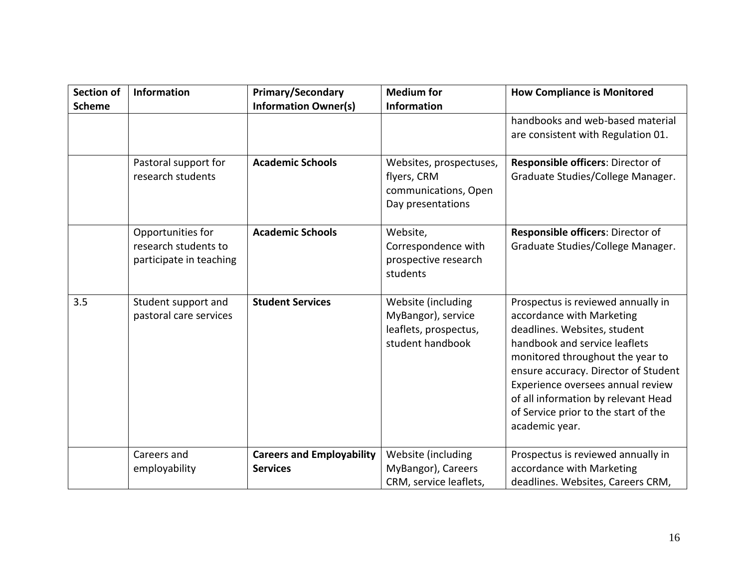| Section of Scheme | Information | Primary/Secondary Information Owner(s) | Medium for Information | How Compliance is Monitored |
|---|---|---|---|---|
| | | | | handbooks and web-based material are consistent with Regulation 01. |
| | Pastoral support for research students | **Academic Schools** | Websites, prospectuses, flyers, CRM communications, Open Day presentations | **Responsible officers**: Director of Graduate Studies/College Manager. |
| | Opportunities for research students to participate in teaching | **Academic Schools** | Website, Correspondence with prospective research students | **Responsible officers**: Director of Graduate Studies/College Manager. |
| 3.5 | Student support and pastoral care services | **Student Services** | Website (including MyBangor), service leaflets, prospectus, student handbook | Prospectus is reviewed annually in accordance with Marketing deadlines. Websites, student handbook and service leaflets monitored throughout the year to ensure accuracy. Director of Student Experience oversees annual review of all information by relevant Head of Service prior to the start of the academic year. |
| | Careers and employability | **Careers and Employability Services** | Website (including MyBangor), Careers CRM, service leaflets, | Prospectus is reviewed annually in accordance with Marketing deadlines. Websites, Careers CRM, |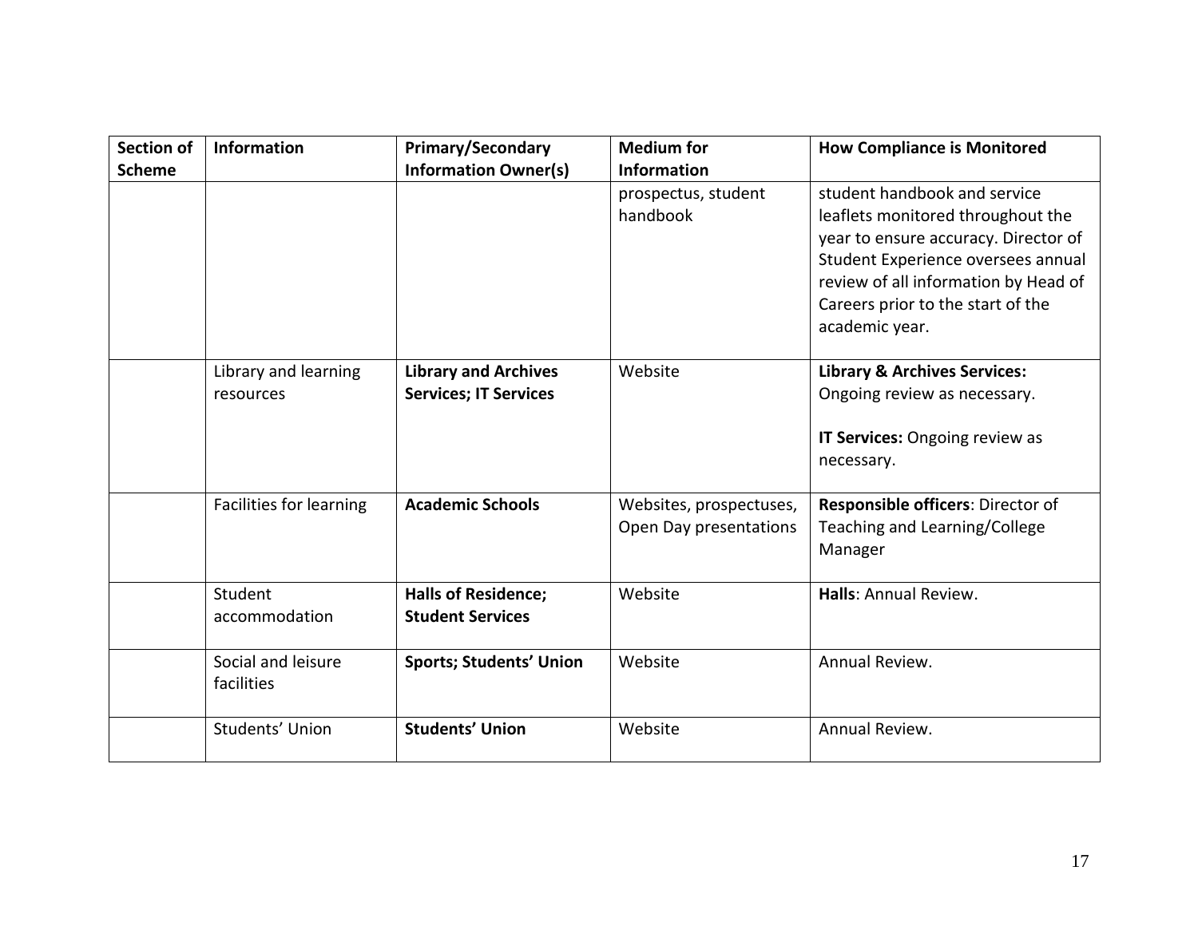| Section of Scheme | Information | Primary/Secondary Information Owner(s) | Medium for Information | How Compliance is Monitored |
|---|---|---|---|---|
| | | | prospectus, student handbook | student handbook and service leaflets monitored throughout the year to ensure accuracy. Director of Student Experience oversees annual review of all information by Head of Careers prior to the start of the academic year. |
| | Library and learning resources | **Library and Archives Services; IT Services** | Website | **Library & Archives Services:** Ongoing review as necessary.<br><br>**IT Services:** Ongoing review as necessary. |
| | Facilities for learning | **Academic Schools** | Websites, prospectuses, Open Day presentations | **Responsible officers**: Director of Teaching and Learning/College Manager |
| | Student accommodation | **Halls of Residence; Student Services** | Website | **Halls**: Annual Review. |
| | Social and leisure facilities | **Sports; Students' Union** | Website | Annual Review. |
| | Students' Union | **Students' Union** | Website | Annual Review. |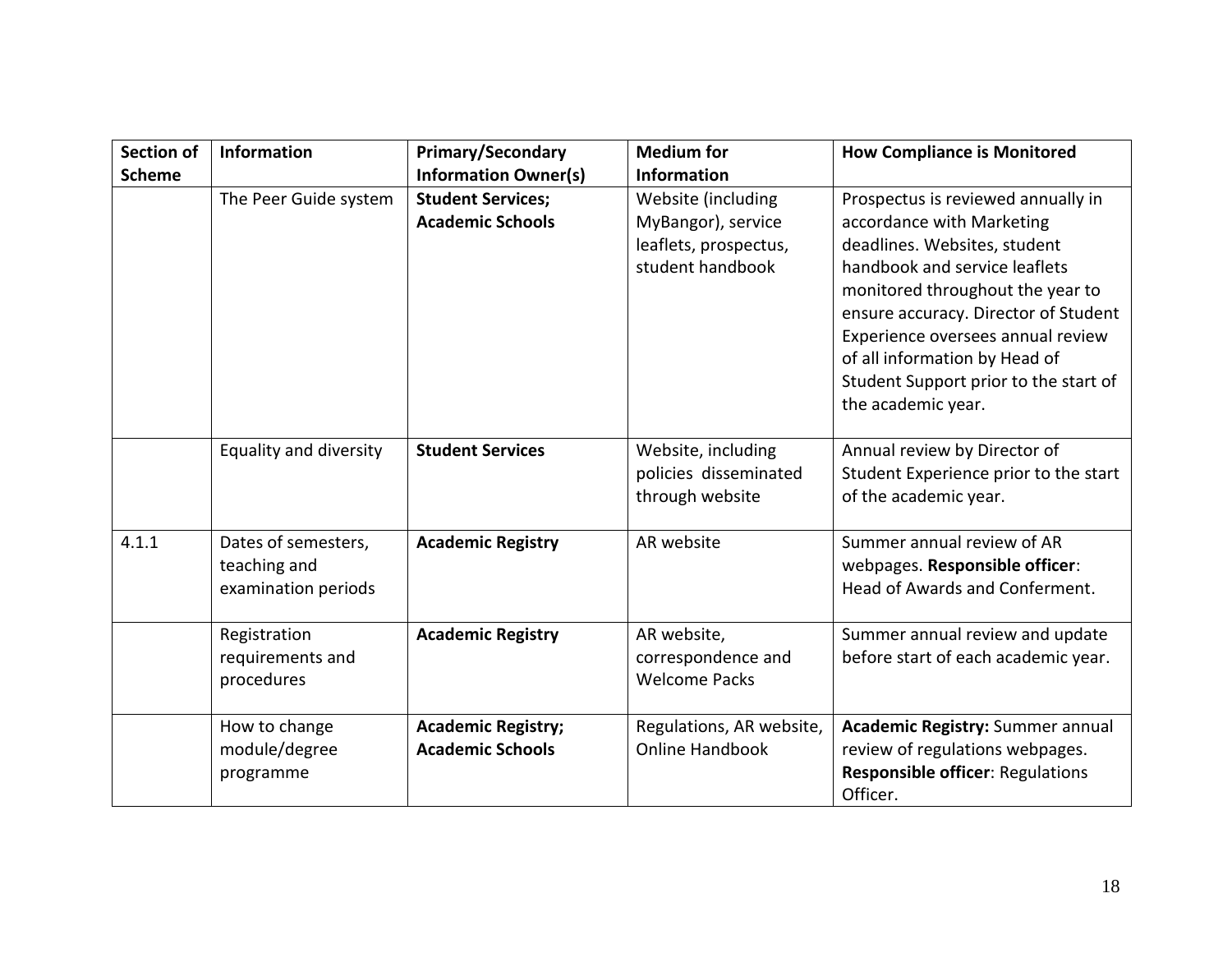| Section of Scheme | Information | Primary/Secondary Information Owner(s) | Medium for Information | How Compliance is Monitored |
|---|---|---|---|---|
| | The Peer Guide system | **Student Services; Academic Schools** | Website (including MyBangor), service leaflets, prospectus, student handbook | Prospectus is reviewed annually in accordance with Marketing deadlines. Websites, student handbook and service leaflets monitored throughout the year to ensure accuracy. Director of Student Experience oversees annual review of all information by Head of Student Support prior to the start of the academic year. |
| | Equality and diversity | **Student Services** | Website, including policies disseminated through website | Annual review by Director of Student Experience prior to the start of the academic year. |
| 4.1.1 | Dates of semesters, teaching and examination periods | **Academic Registry** | AR website | Summer annual review of AR webpages. **Responsible officer**: Head of Awards and Conferment. |
| | Registration requirements and procedures | **Academic Registry** | AR website, correspondence and Welcome Packs | Summer annual review and update before start of each academic year. |
| | How to change module/degree programme | **Academic Registry; Academic Schools** | Regulations, AR website, Online Handbook | **Academic Registry:** Summer annual review of regulations webpages. **Responsible officer**: Regulations Officer. |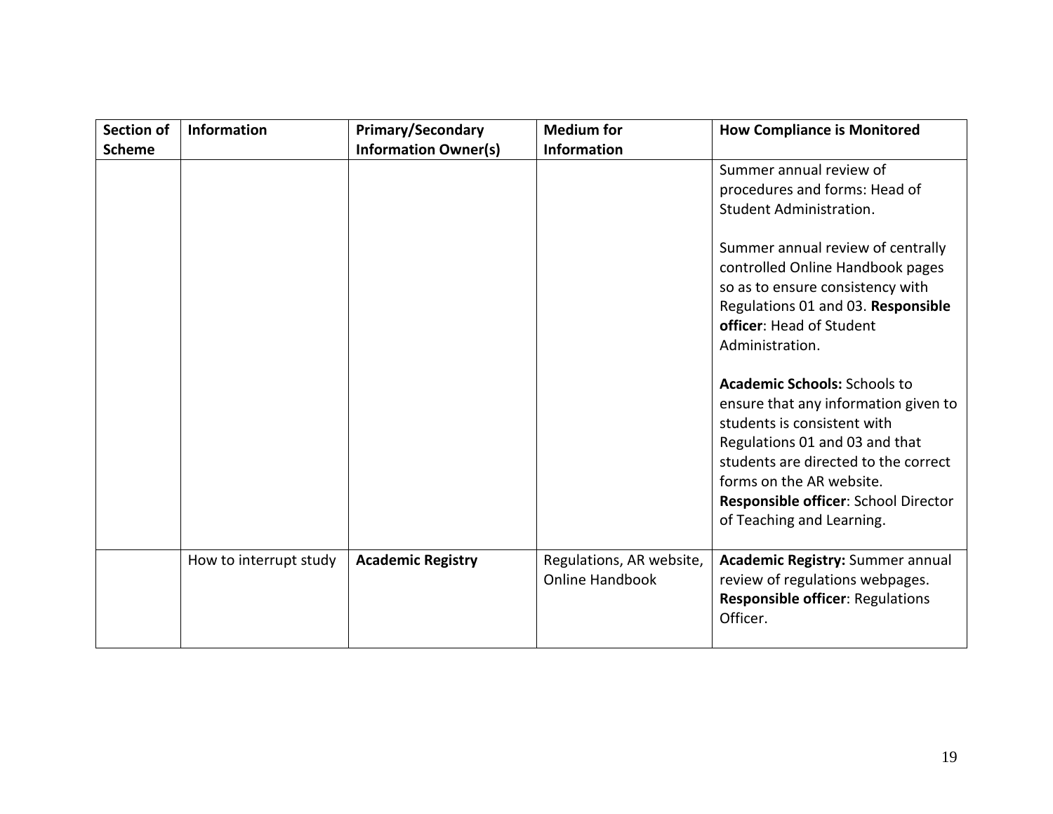| Section of Scheme | Information | Primary/Secondary Information Owner(s) | Medium for Information | How Compliance is Monitored |
|---|---|---|---|---|
| | | | | Summer annual review of procedures and forms: Head of Student Administration.<br><br>Summer annual review of centrally controlled Online Handbook pages so as to ensure consistency with Regulations 01 and 03. **Responsible officer**: Head of Student Administration.<br><br>**Academic Schools:** Schools to ensure that any information given to students is consistent with Regulations 01 and 03 and that students are directed to the correct forms on the AR website. **Responsible officer**: School Director of Teaching and Learning. |
| | How to interrupt study | **Academic Registry** | Regulations, AR website, Online Handbook | **Academic Registry:** Summer annual review of regulations webpages. **Responsible officer**: Regulations Officer. |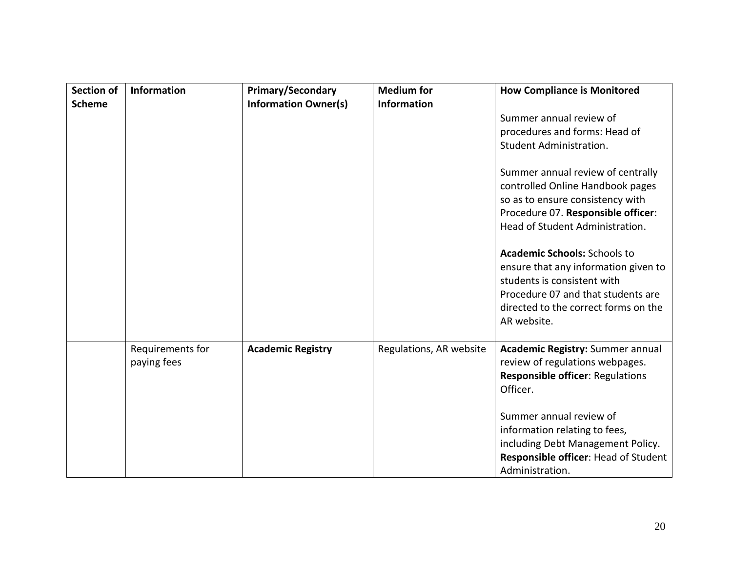| Section of Scheme | Information | Primary/Secondary Information Owner(s) | Medium for Information | How Compliance is Monitored |
|---|---|---|---|---|
| | | | | Summer annual review of procedures and forms: Head of Student Administration.<br><br>Summer annual review of centrally controlled Online Handbook pages so as to ensure consistency with Procedure 07. **Responsible officer**: Head of Student Administration.<br><br>**Academic Schools:** Schools to ensure that any information given to students is consistent with Procedure 07 and that students are directed to the correct forms on the AR website. |
| | Requirements for paying fees | **Academic Registry** | Regulations, AR website | **Academic Registry:** Summer annual review of regulations webpages. **Responsible officer**: Regulations Officer.<br><br>Summer annual review of information relating to fees, including Debt Management Policy. **Responsible officer**: Head of Student Administration. |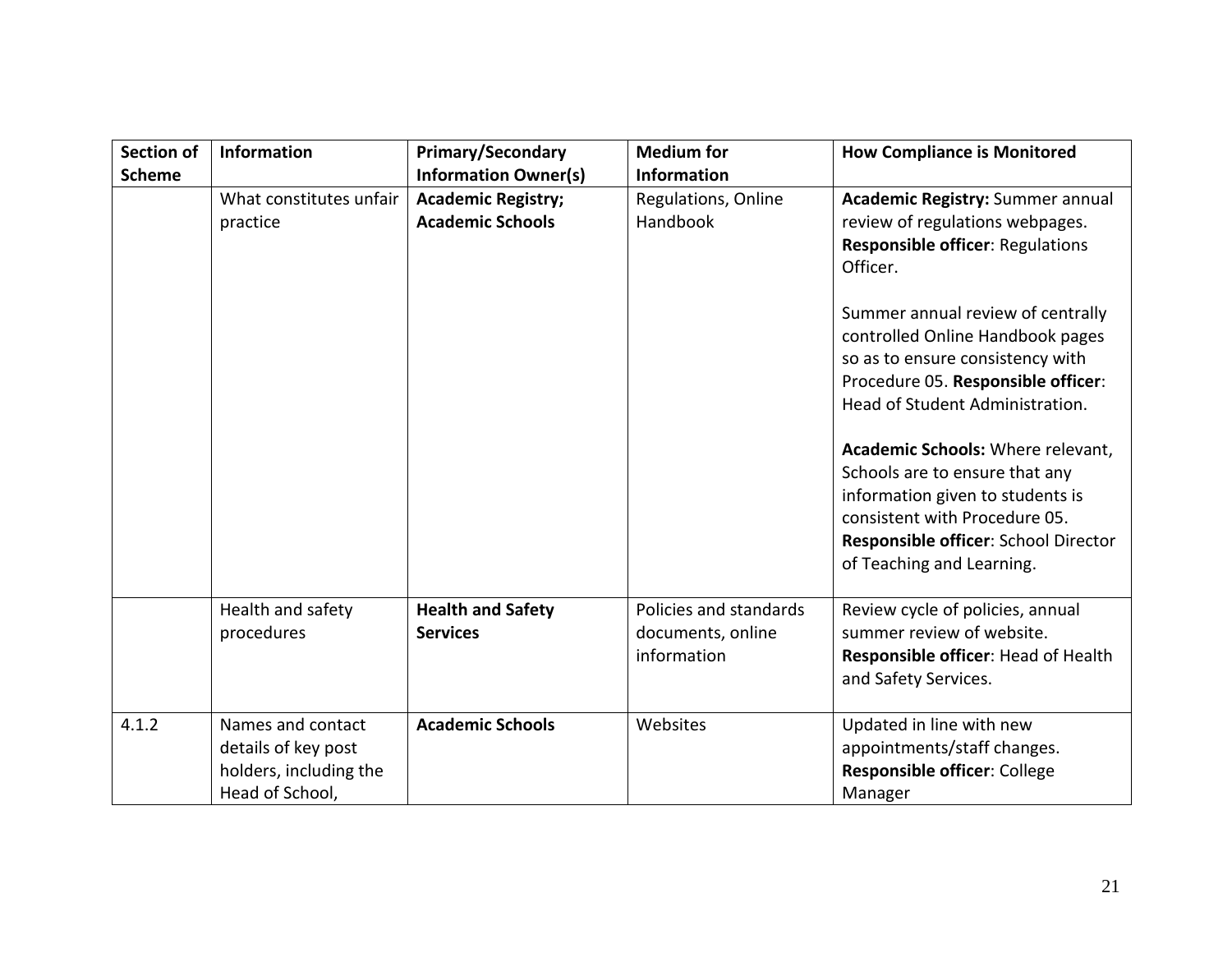| Section of Scheme | Information | Primary/Secondary Information Owner(s) | Medium for Information | How Compliance is Monitored |
|---|---|---|---|---|
| | What constitutes unfair practice | **Academic Registry; Academic Schools** | Regulations, Online Handbook | **Academic Registry:** Summer annual review of regulations webpages. **Responsible officer**: Regulations Officer.<br><br>Summer annual review of centrally controlled Online Handbook pages so as to ensure consistency with Procedure 05. **Responsible officer**: Head of Student Administration.<br><br>**Academic Schools:** Where relevant, Schools are to ensure that any information given to students is consistent with Procedure 05. **Responsible officer**: School Director of Teaching and Learning. |
| | Health and safety procedures | **Health and Safety Services** | Policies and standards documents, online information | Review cycle of policies, annual summer review of website. **Responsible officer**: Head of Health and Safety Services. |
| 4.1.2 | Names and contact details of key post holders, including the Head of School, | **Academic Schools** | Websites | Updated in line with new appointments/staff changes. **Responsible officer**: College Manager |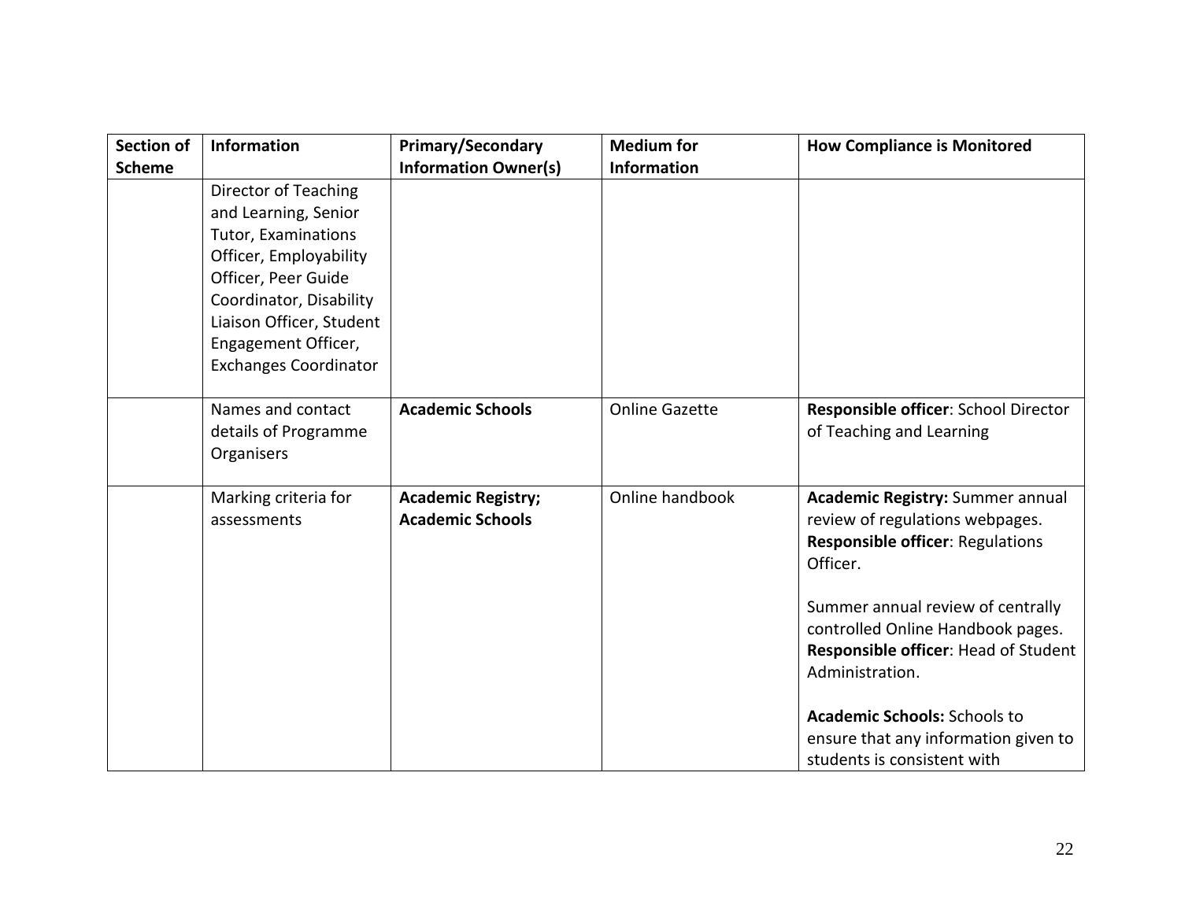| Section of Scheme | Information | Primary/Secondary Information Owner(s) | Medium for Information | How Compliance is Monitored |
|---|---|---|---|---|
| | Director of Teaching and Learning, Senior Tutor, Examinations Officer, Employability Officer, Peer Guide Coordinator, Disability Liaison Officer, Student Engagement Officer, Exchanges Coordinator | | | |
| | Names and contact details of Programme Organisers | **Academic Schools** | Online Gazette | **Responsible officer**: School Director of Teaching and Learning |
| | Marking criteria for assessments | **Academic Registry; Academic Schools** | Online handbook | **Academic Registry:** Summer annual review of regulations webpages. **Responsible officer**: Regulations Officer.<br><br>Summer annual review of centrally controlled Online Handbook pages. **Responsible officer**: Head of Student Administration.<br><br>**Academic Schools:** Schools to ensure that any information given to students is consistent with |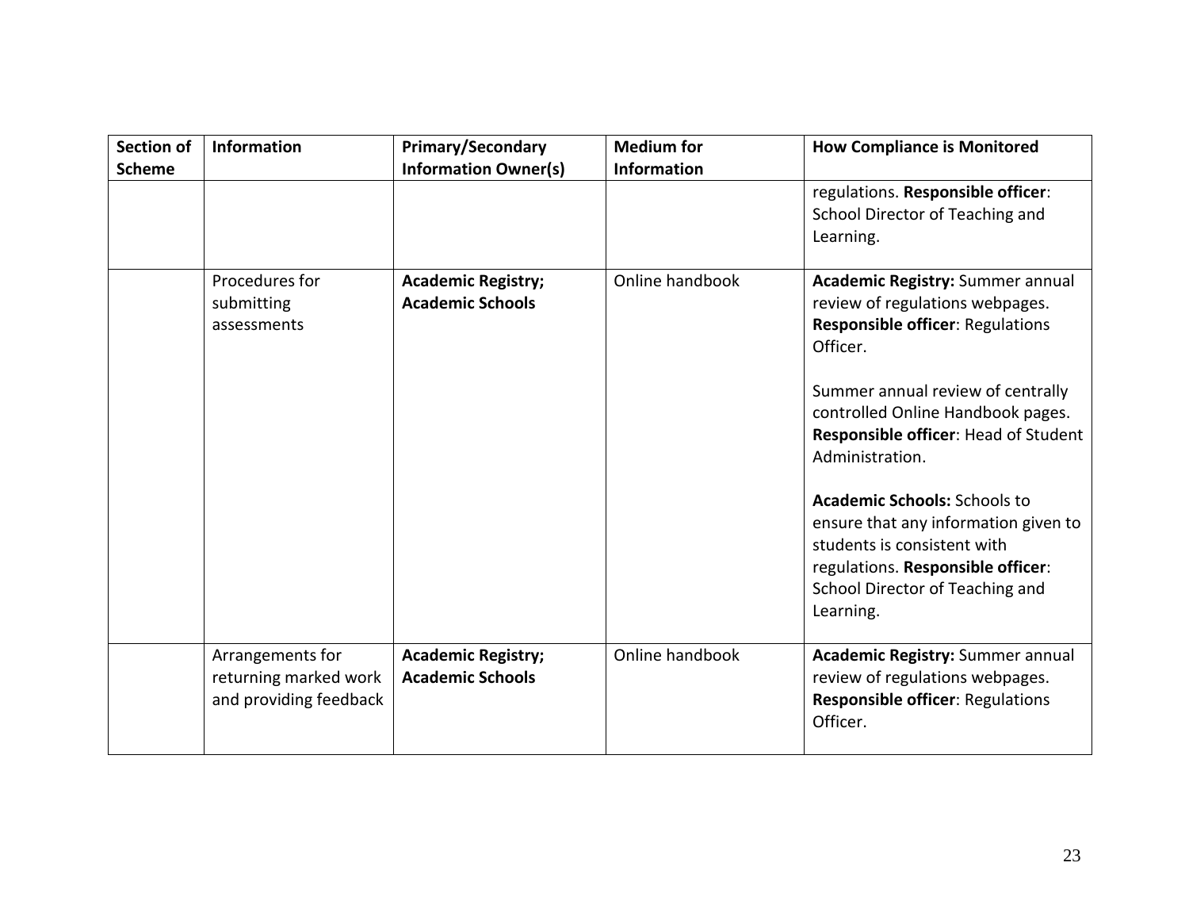| Section of Scheme | Information | Primary/Secondary Information Owner(s) | Medium for Information | How Compliance is Monitored |
|---|---|---|---|---|
| | | | | regulations. **Responsible officer**: School Director of Teaching and Learning. |
| | Procedures for submitting assessments | **Academic Registry; Academic Schools** | Online handbook | **Academic Registry:** Summer annual review of regulations webpages. **Responsible officer**: Regulations Officer.<br><br>Summer annual review of centrally controlled Online Handbook pages. **Responsible officer**: Head of Student Administration.<br><br>**Academic Schools:** Schools to ensure that any information given to students is consistent with regulations. **Responsible officer**: School Director of Teaching and Learning. |
| | Arrangements for returning marked work and providing feedback | **Academic Registry; Academic Schools** | Online handbook | **Academic Registry:** Summer annual review of regulations webpages. **Responsible officer**: Regulations Officer. |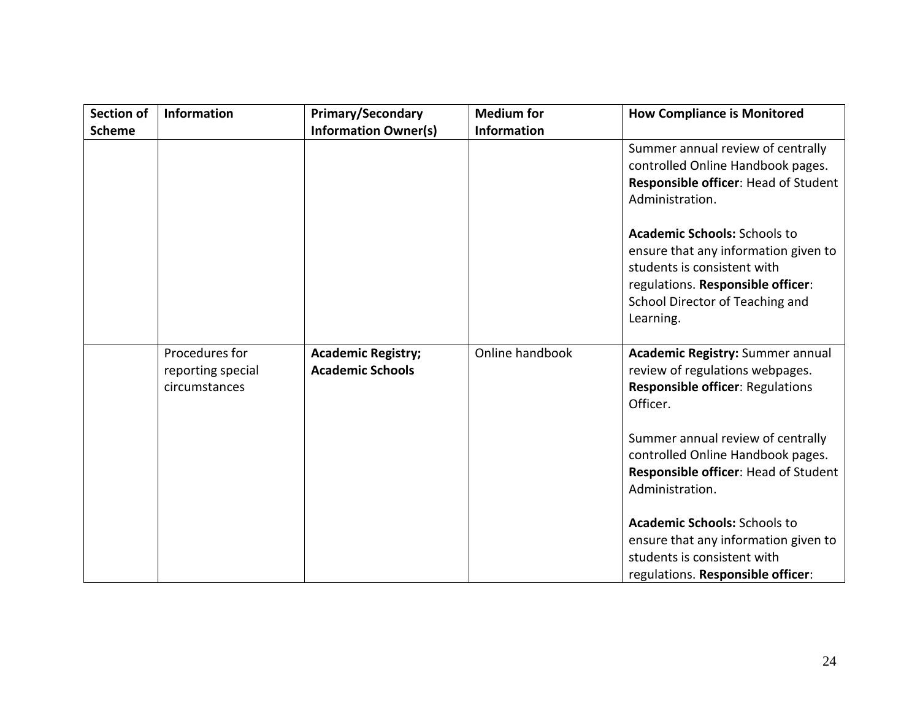| Section of Scheme | Information | Primary/Secondary Information Owner(s) | Medium for Information | How Compliance is Monitored |
|---|---|---|---|---|
| | | | | Summer annual review of centrally controlled Online Handbook pages. **Responsible officer**: Head of Student Administration.<br><br>**Academic Schools:** Schools to ensure that any information given to students is consistent with regulations. **Responsible officer**: School Director of Teaching and Learning. |
| | Procedures for reporting special circumstances | **Academic Registry; Academic Schools** | Online handbook | **Academic Registry:** Summer annual review of regulations webpages. **Responsible officer**: Regulations Officer.<br><br>Summer annual review of centrally controlled Online Handbook pages. **Responsible officer**: Head of Student Administration.<br><br>**Academic Schools:** Schools to ensure that any information given to students is consistent with regulations. **Responsible officer**: |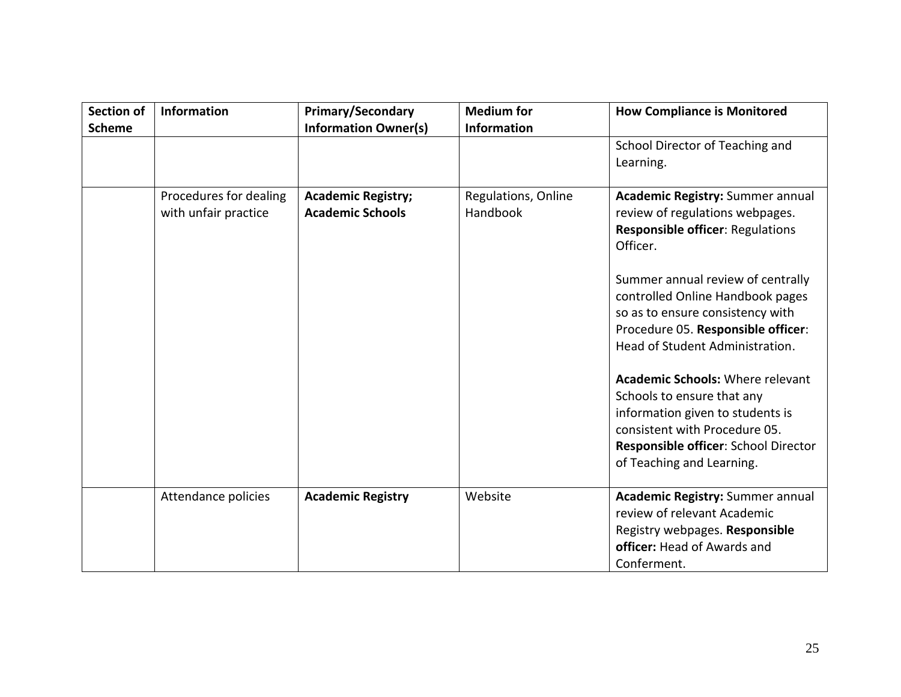| Section of Scheme | Information | Primary/Secondary Information Owner(s) | Medium for Information | How Compliance is Monitored |
|---|---|---|---|---|
| | | | | School Director of Teaching and Learning. |
| | Procedures for dealing with unfair practice | **Academic Registry; Academic Schools** | Regulations, Online Handbook | **Academic Registry:** Summer annual review of regulations webpages. **Responsible officer**: Regulations Officer.<br><br>Summer annual review of centrally controlled Online Handbook pages so as to ensure consistency with Procedure 05. **Responsible officer**: Head of Student Administration.<br><br>**Academic Schools:** Where relevant Schools to ensure that any information given to students is consistent with Procedure 05. **Responsible officer**: School Director of Teaching and Learning. |
| | Attendance policies | **Academic Registry** | Website | **Academic Registry:** Summer annual review of relevant Academic Registry webpages. **Responsible officer:** Head of Awards and Conferment. |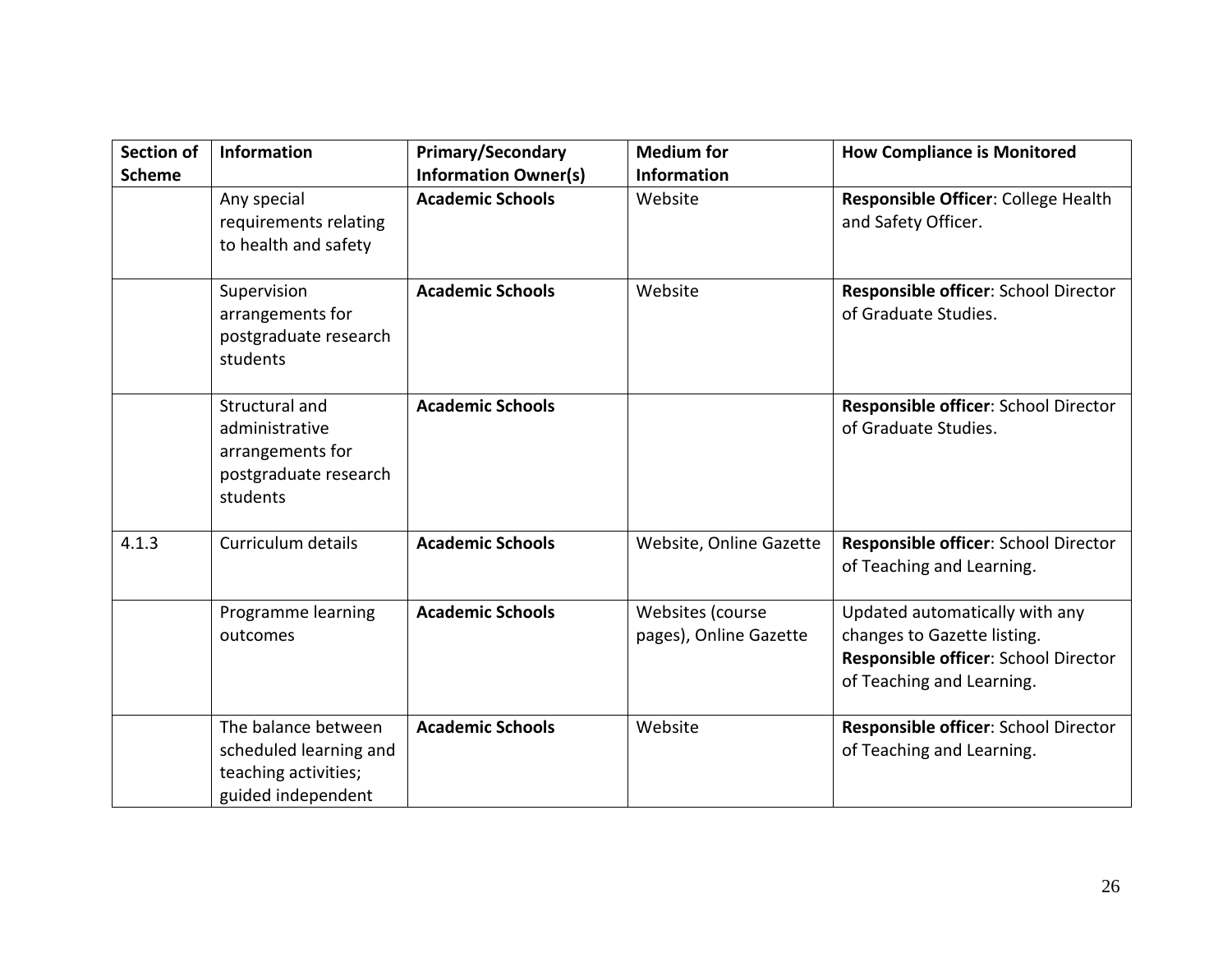| Section of Scheme | Information | Primary/Secondary Information Owner(s) | Medium for Information | How Compliance is Monitored |
|---|---|---|---|---|
| | Any special requirements relating to health and safety | **Academic Schools** | Website | **Responsible Officer**: College Health and Safety Officer. |
| | Supervision arrangements for postgraduate research students | **Academic Schools** | Website | **Responsible officer**: School Director of Graduate Studies. |
| | Structural and administrative arrangements for postgraduate research students | **Academic Schools** | | **Responsible officer**: School Director of Graduate Studies. |
| 4.1.3 | Curriculum details | **Academic Schools** | Website, Online Gazette | **Responsible officer**: School Director of Teaching and Learning. |
| | Programme learning outcomes | **Academic Schools** | Websites (course pages), Online Gazette | Updated automatically with any changes to Gazette listing. **Responsible officer**: School Director of Teaching and Learning. |
| | The balance between scheduled learning and teaching activities; guided independent | **Academic Schools** | Website | **Responsible officer**: School Director of Teaching and Learning. |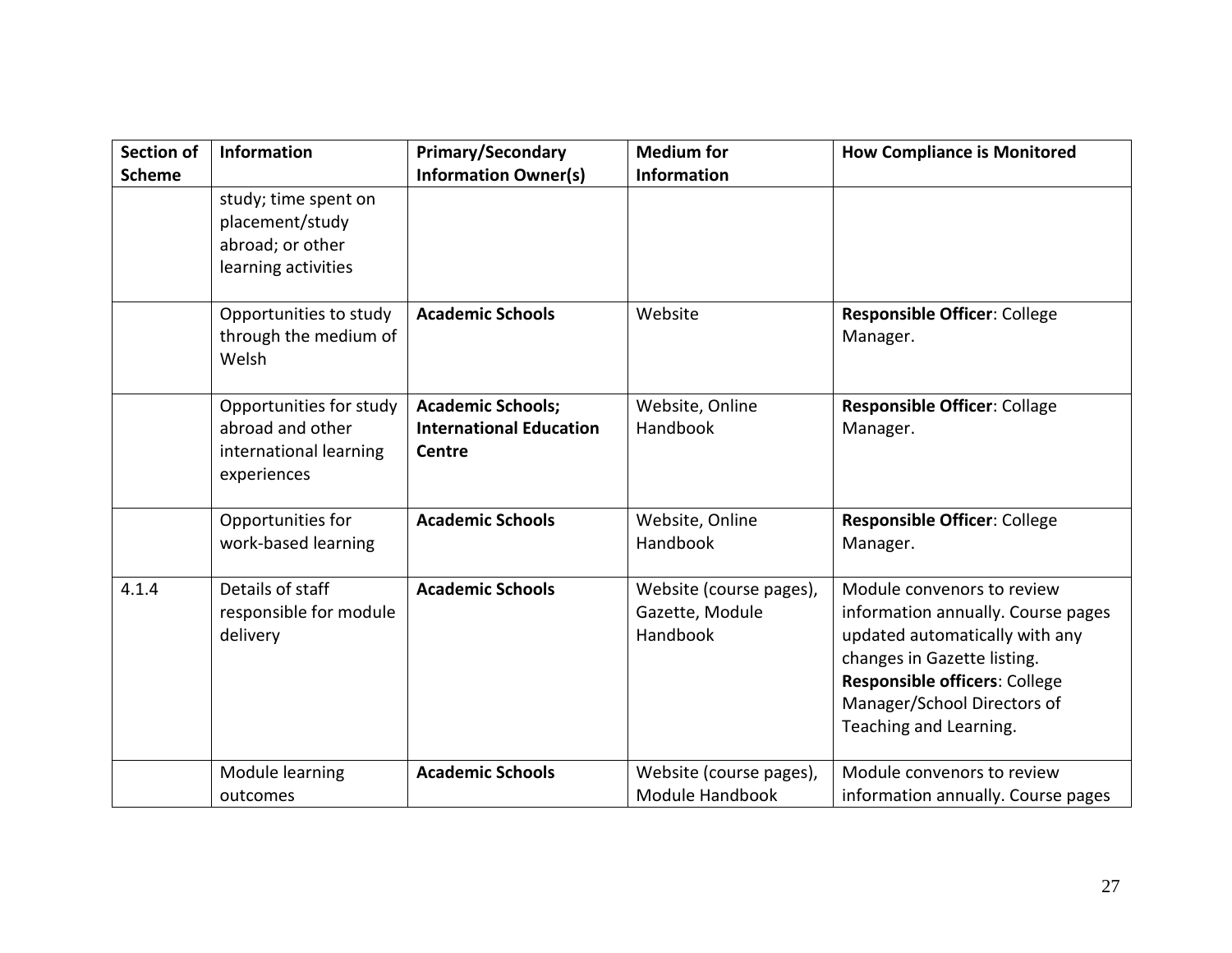| Section of Scheme | Information | Primary/Secondary Information Owner(s) | Medium for Information | How Compliance is Monitored |
|---|---|---|---|---|
| | study; time spent on placement/study abroad; or other learning activities | | | |
| | Opportunities to study through the medium of Welsh | **Academic Schools** | Website | **Responsible Officer**: College Manager. |
| | Opportunities for study abroad and other international learning experiences | **Academic Schools; International Education Centre** | Website, Online Handbook | **Responsible Officer**: Collage Manager. |
| | Opportunities for work-based learning | **Academic Schools** | Website, Online Handbook | **Responsible Officer**: College Manager. |
| 4.1.4 | Details of staff responsible for module delivery | **Academic Schools** | Website (course pages), Gazette, Module Handbook | Module convenors to review information annually. Course pages updated automatically with any changes in Gazette listing. **Responsible officers**: College Manager/School Directors of Teaching and Learning. |
| | Module learning outcomes | **Academic Schools** | Website (course pages), Module Handbook | Module convenors to review information annually. Course pages |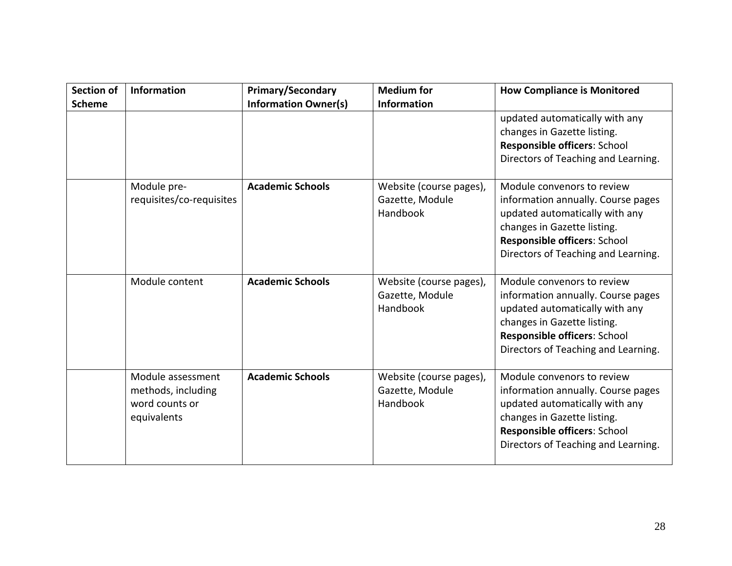| Section of Scheme | Information | Primary/Secondary Information Owner(s) | Medium for Information | How Compliance is Monitored |
|---|---|---|---|---|
| | | | | updated automatically with any changes in Gazette listing. **Responsible officers**: School Directors of Teaching and Learning. |
| | Module pre-requisites/co-requisites | **Academic Schools** | Website (course pages), Gazette, Module Handbook | Module convenors to review information annually. Course pages updated automatically with any changes in Gazette listing. **Responsible officers**: School Directors of Teaching and Learning. |
| | Module content | **Academic Schools** | Website (course pages), Gazette, Module Handbook | Module convenors to review information annually. Course pages updated automatically with any changes in Gazette listing. **Responsible officers**: School Directors of Teaching and Learning. |
| | Module assessment methods, including word counts or equivalents | **Academic Schools** | Website (course pages), Gazette, Module Handbook | Module convenors to review information annually. Course pages updated automatically with any changes in Gazette listing. **Responsible officers**: School Directors of Teaching and Learning. |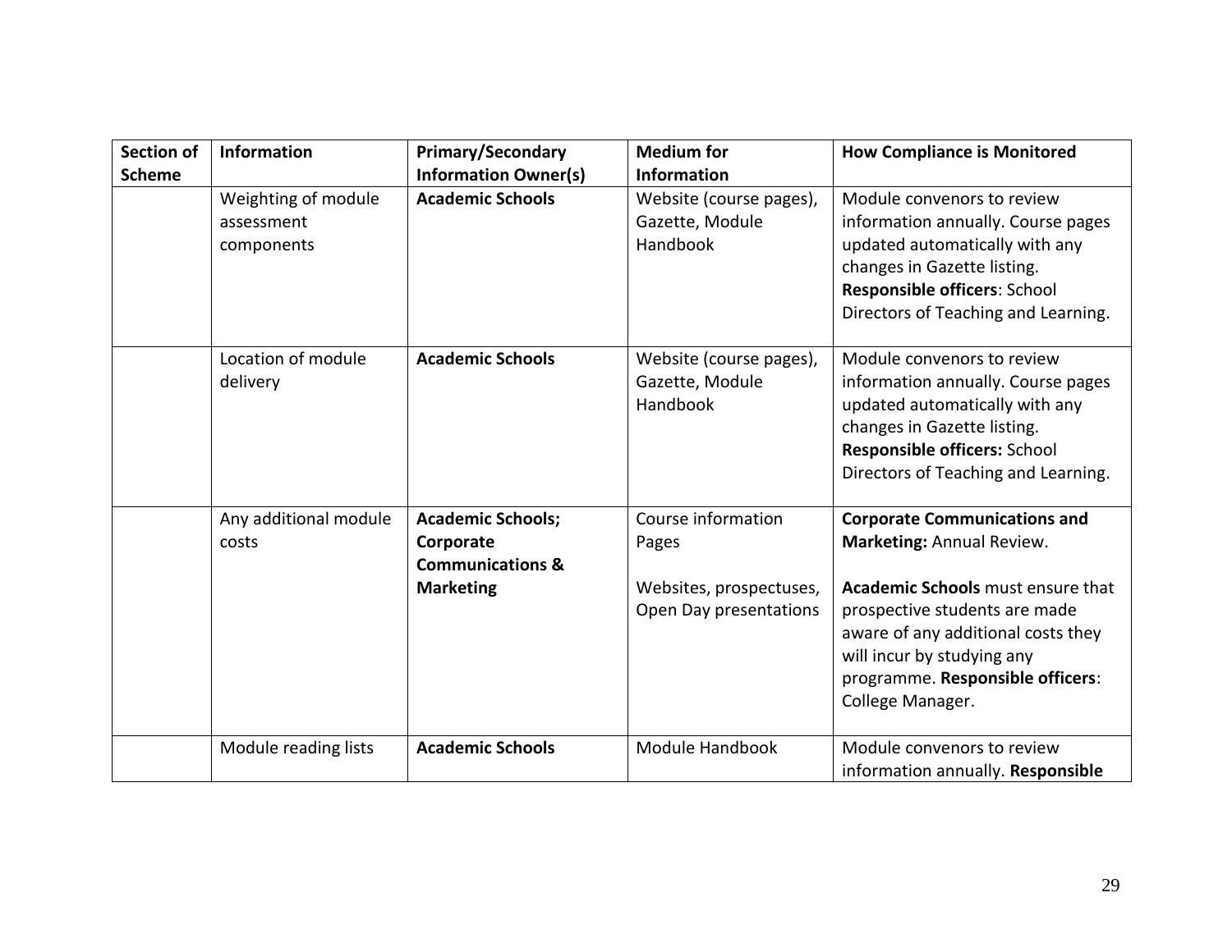| Section of Scheme | Information | Primary/Secondary Information Owner(s) | Medium for Information | How Compliance is Monitored |
|---|---|---|---|---|
| | Weighting of module assessment components | **Academic Schools** | Website (course pages), Gazette, Module Handbook | Module convenors to review information annually. Course pages updated automatically with any changes in Gazette listing. **Responsible officers**: School Directors of Teaching and Learning. |
| | Location of module delivery | **Academic Schools** | Website (course pages), Gazette, Module Handbook | Module convenors to review information annually. Course pages updated automatically with any changes in Gazette listing. **Responsible officers:** School Directors of Teaching and Learning. |
| | Any additional module costs | **Academic Schools; Corporate Communications & Marketing** | Course information Pages<br><br>Websites, prospectuses, Open Day presentations | **Corporate Communications and Marketing:** Annual Review.<br><br>**Academic Schools** must ensure that prospective students are made aware of any additional costs they will incur by studying any programme. **Responsible officers**: College Manager. |
| | Module reading lists | **Academic Schools** | Module Handbook | Module convenors to review information annually. **Responsible** |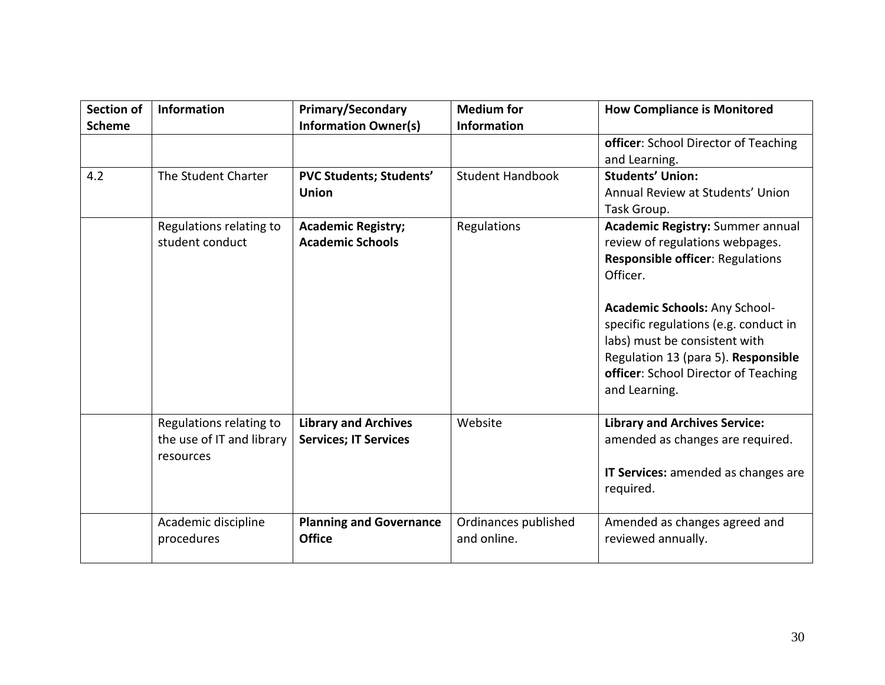| Section of Scheme | Information | Primary/Secondary Information Owner(s) | Medium for Information | How Compliance is Monitored |
|---|---|---|---|---|
| | | | | **officer**: School Director of Teaching and Learning. |
| 4.2 | The Student Charter | **PVC Students; Students' Union** | Student Handbook | **Students' Union:** Annual Review at Students' Union Task Group. |
| | Regulations relating to student conduct | **Academic Registry; Academic Schools** | Regulations | **Academic Registry:** Summer annual review of regulations webpages. **Responsible officer**: Regulations Officer.<br><br>**Academic Schools:** Any School-specific regulations (e.g. conduct in labs) must be consistent with Regulation 13 (para 5). **Responsible officer**: School Director of Teaching and Learning. |
| | Regulations relating to the use of IT and library resources | **Library and Archives Services; IT Services** | Website | **Library and Archives Service:** amended as changes are required.<br><br>**IT Services:** amended as changes are required. |
| | Academic discipline procedures | **Planning and Governance Office** | Ordinances published and online. | Amended as changes agreed and reviewed annually. |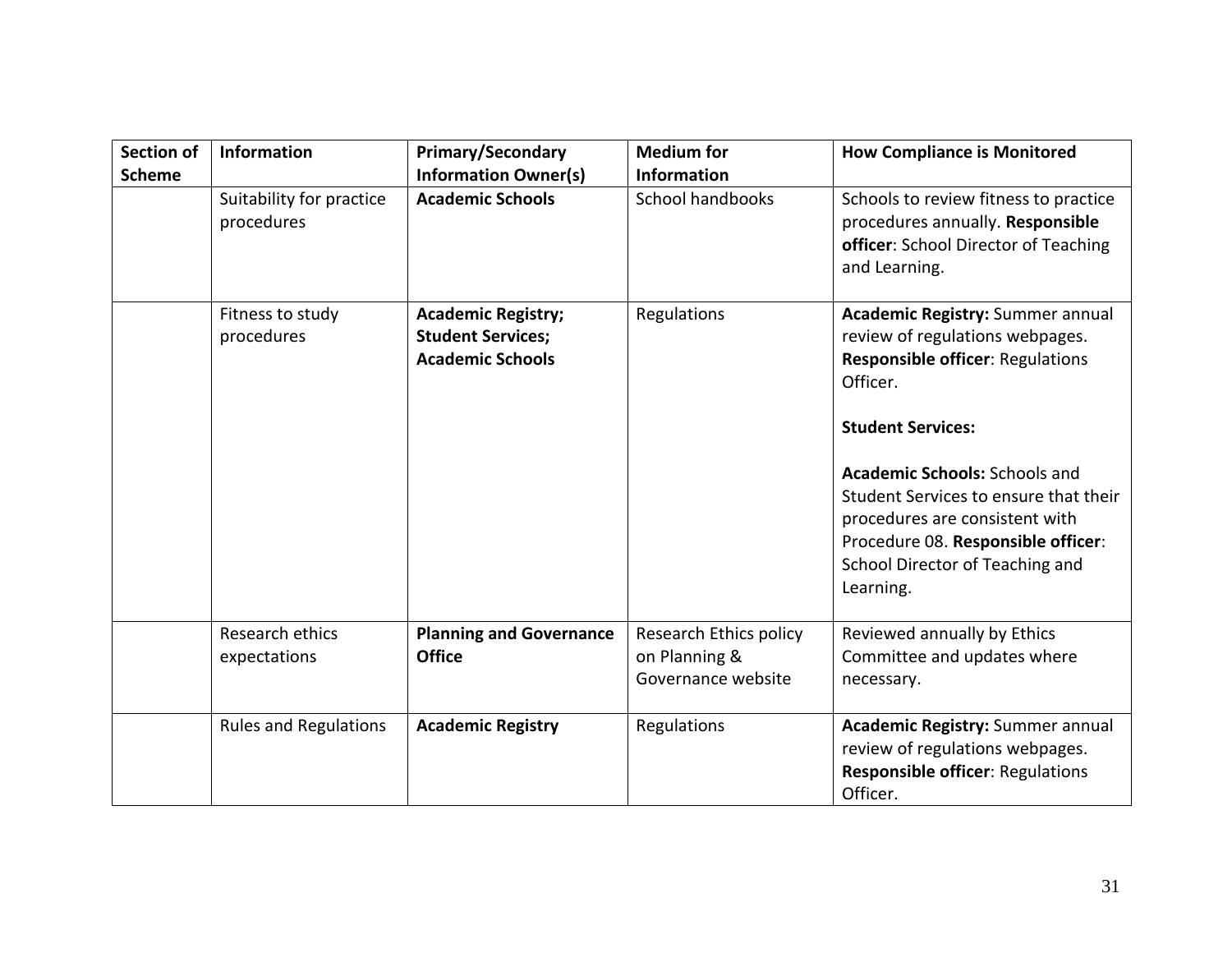| Section of Scheme | Information | Primary/Secondary Information Owner(s) | Medium for Information | How Compliance is Monitored |
|---|---|---|---|---|
| | Suitability for practice procedures | **Academic Schools** | School handbooks | Schools to review fitness to practice procedures annually. **Responsible officer**: School Director of Teaching and Learning. |
| | Fitness to study procedures | **Academic Registry; Student Services; Academic Schools** | Regulations | **Academic Registry:** Summer annual review of regulations webpages. **Responsible officer**: Regulations Officer.<br><br>**Student Services:**<br><br>**Academic Schools:** Schools and Student Services to ensure that their procedures are consistent with Procedure 08. **Responsible officer**: School Director of Teaching and Learning. |
| | Research ethics expectations | **Planning and Governance Office** | Research Ethics policy on Planning & Governance website | Reviewed annually by Ethics Committee and updates where necessary. |
| | Rules and Regulations | **Academic Registry** | Regulations | **Academic Registry:** Summer annual review of regulations webpages. **Responsible officer**: Regulations Officer. |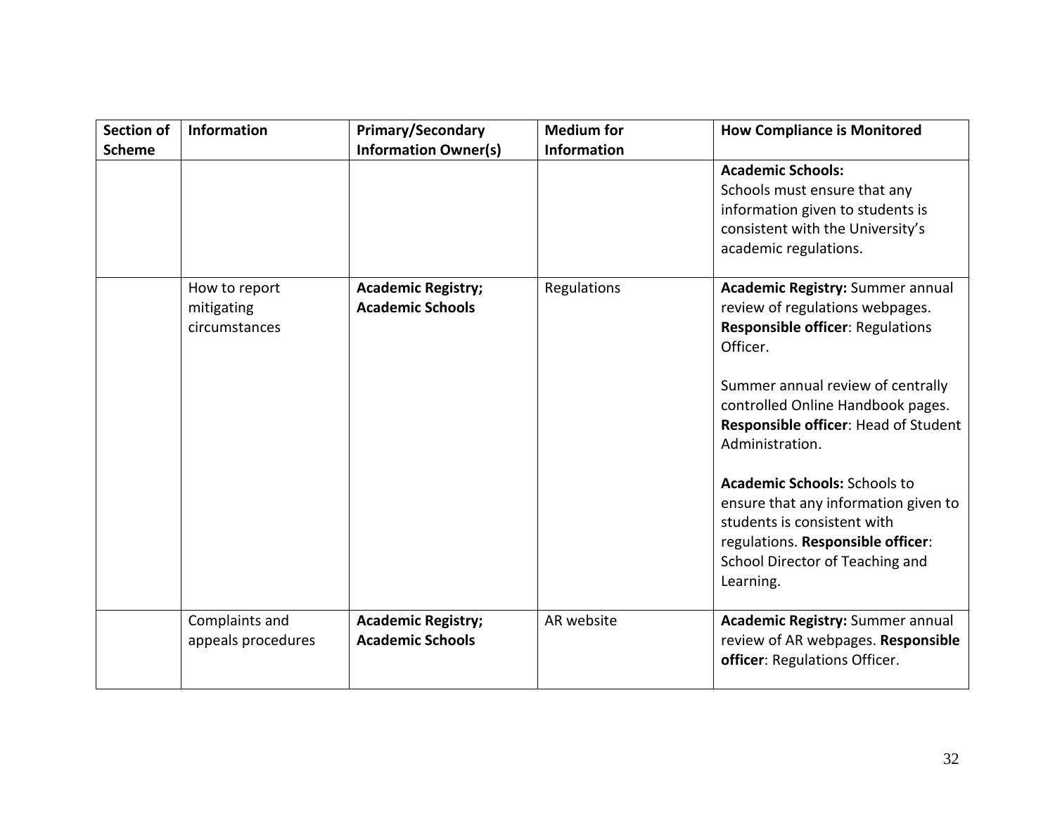| Section of Scheme | Information | Primary/Secondary Information Owner(s) | Medium for Information | How Compliance is Monitored |
|---|---|---|---|---|
| | | | | **Academic Schools:** Schools must ensure that any information given to students is consistent with the University's academic regulations. |
| | How to report mitigating circumstances | **Academic Registry; Academic Schools** | Regulations | **Academic Registry:** Summer annual review of regulations webpages. **Responsible officer**: Regulations Officer.<br><br>Summer annual review of centrally controlled Online Handbook pages. **Responsible officer**: Head of Student Administration.<br><br>**Academic Schools:** Schools to ensure that any information given to students is consistent with regulations. **Responsible officer**: School Director of Teaching and Learning. |
| | Complaints and appeals procedures | **Academic Registry; Academic Schools** | AR website | **Academic Registry:** Summer annual review of AR webpages. **Responsible officer**: Regulations Officer. |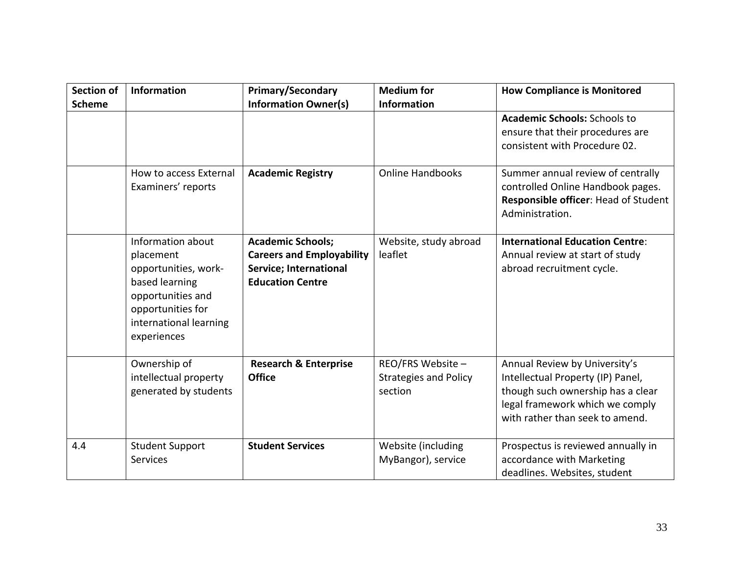| Section of Scheme | Information | Primary/Secondary Information Owner(s) | Medium for Information | How Compliance is Monitored |
|---|---|---|---|---|
| | | | | **Academic Schools:** Schools to ensure that their procedures are consistent with Procedure 02. |
| | How to access External Examiners' reports | **Academic Registry** | Online Handbooks | Summer annual review of centrally controlled Online Handbook pages. **Responsible officer**: Head of Student Administration. |
| | Information about placement opportunities, work-based learning opportunities and opportunities for international learning experiences | **Academic Schools; Careers and Employability Service; International Education Centre** | Website, study abroad leaflet | **International Education Centre**: Annual review at start of study abroad recruitment cycle. |
| | Ownership of intellectual property generated by students | **Research & Enterprise Office** | REO/FRS Website – Strategies and Policy section | Annual Review by University's Intellectual Property (IP) Panel, though such ownership has a clear legal framework which we comply with rather than seek to amend. |
| 4.4 | Student Support Services | **Student Services** | Website (including MyBangor), service | Prospectus is reviewed annually in accordance with Marketing deadlines. Websites, student |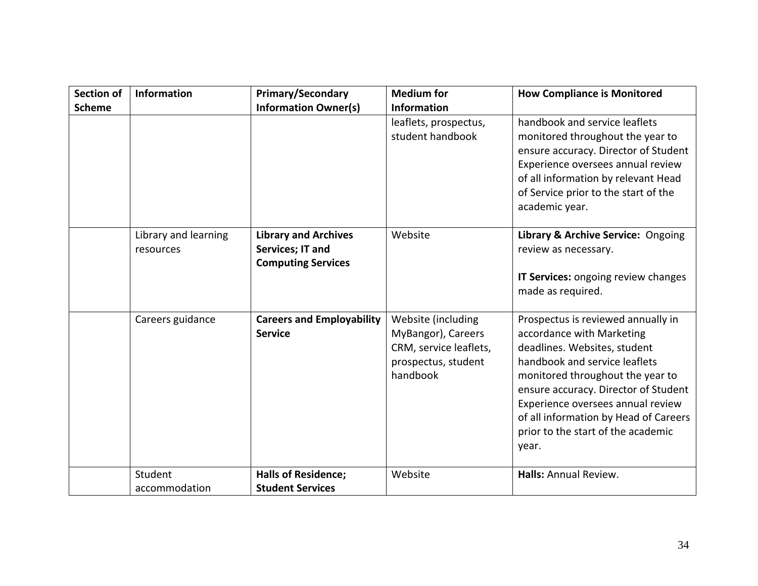| Section of Scheme | Information | Primary/Secondary Information Owner(s) | Medium for Information | How Compliance is Monitored |
|---|---|---|---|---|
| | | | leaflets, prospectus, student handbook | handbook and service leaflets monitored throughout the year to ensure accuracy. Director of Student Experience oversees annual review of all information by relevant Head of Service prior to the start of the academic year. |
| | Library and learning resources | **Library and Archives Services; IT and Computing Services** | Website | **Library & Archive Service:** Ongoing review as necessary.<br><br>**IT Services:** ongoing review changes made as required. |
| | Careers guidance | **Careers and Employability Service** | Website (including MyBangor), Careers CRM, service leaflets, prospectus, student handbook | Prospectus is reviewed annually in accordance with Marketing deadlines. Websites, student handbook and service leaflets monitored throughout the year to ensure accuracy. Director of Student Experience oversees annual review of all information by Head of Careers prior to the start of the academic year. |
| | Student accommodation | **Halls of Residence; Student Services** | Website | **Halls:** Annual Review. |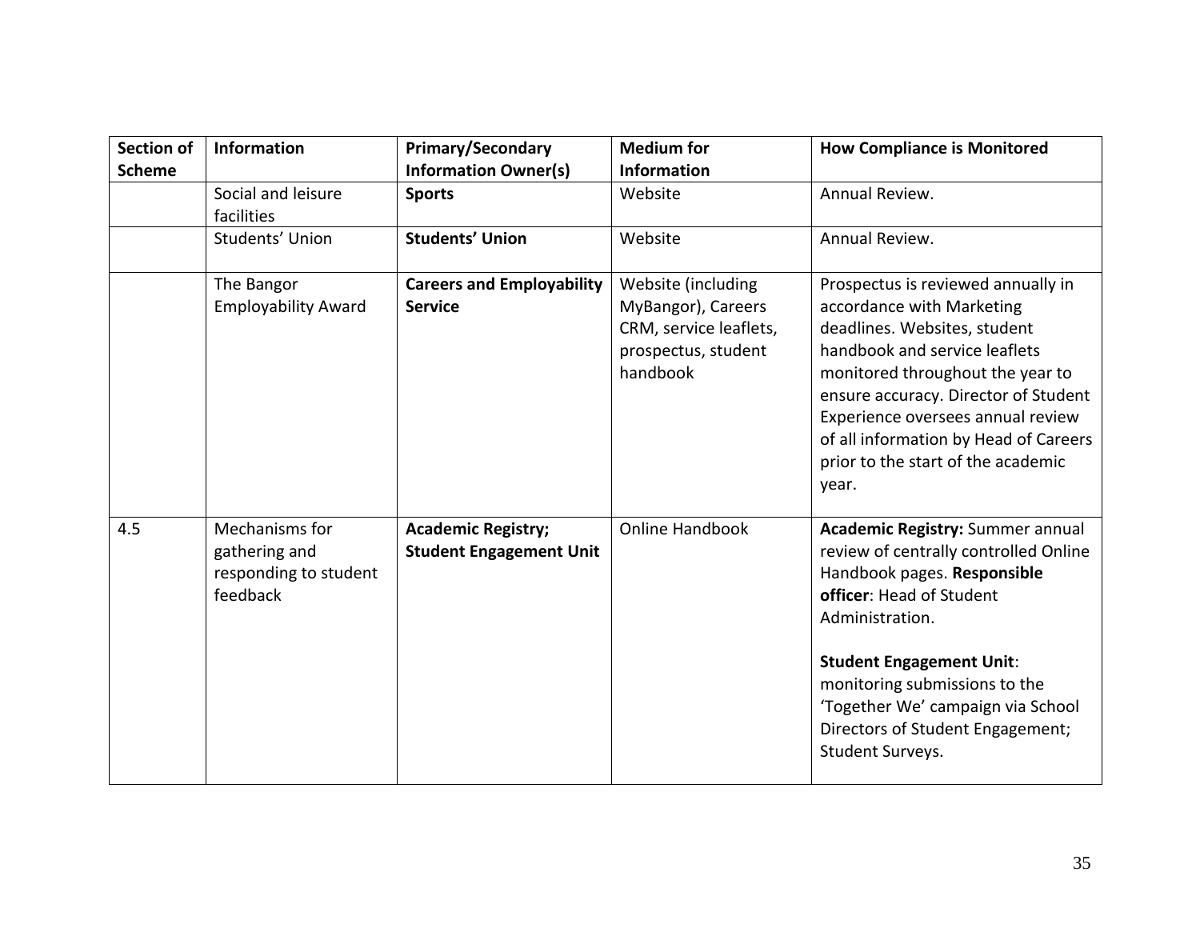| Section of Scheme | Information | Primary/Secondary Information Owner(s) | Medium for Information | How Compliance is Monitored |
|---|---|---|---|---|
| | Social and leisure facilities | **Sports** | Website | Annual Review. |
| | Students' Union | **Students' Union** | Website | Annual Review. |
| | The Bangor Employability Award | **Careers and Employability Service** | Website (including MyBangor), Careers CRM, service leaflets, prospectus, student handbook | Prospectus is reviewed annually in accordance with Marketing deadlines. Websites, student handbook and service leaflets monitored throughout the year to ensure accuracy. Director of Student Experience oversees annual review of all information by Head of Careers prior to the start of the academic year. |
| 4.5 | Mechanisms for gathering and responding to student feedback | **Academic Registry; Student Engagement Unit** | Online Handbook | **Academic Registry:** Summer annual review of centrally controlled Online Handbook pages. **Responsible officer**: Head of Student Administration.<br><br>**Student Engagement Unit**: monitoring submissions to the 'Together We' campaign via School Directors of Student Engagement; Student Surveys. |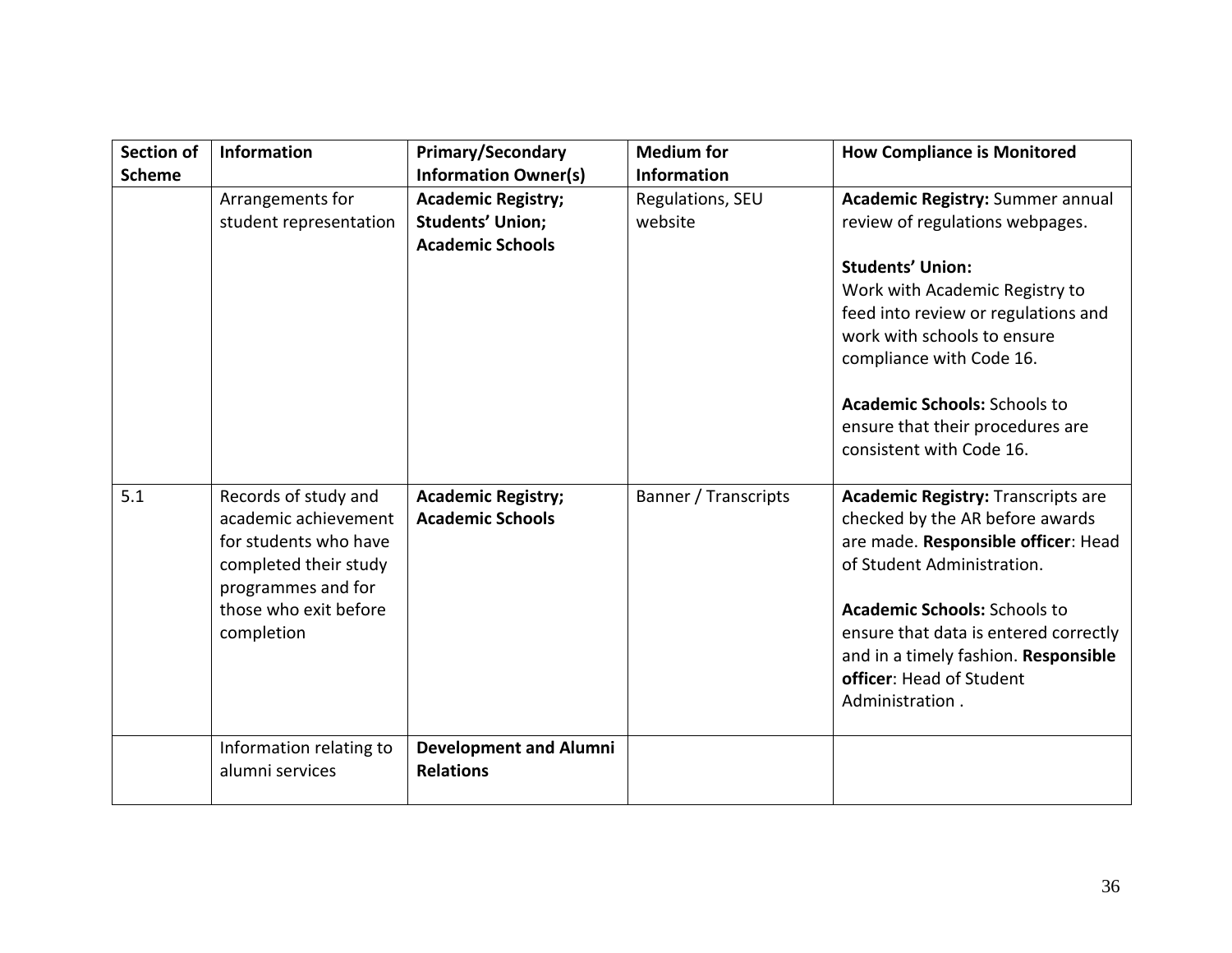| Section of Scheme | Information | Primary/Secondary Information Owner(s) | Medium for Information | How Compliance is Monitored |
|---|---|---|---|---|
| | Arrangements for student representation | **Academic Registry; Students' Union; Academic Schools** | Regulations, SEU website | **Academic Registry:** Summer annual review of regulations webpages.<br><br>**Students' Union:**<br>Work with Academic Registry to feed into review or regulations and work with schools to ensure compliance with Code 16.<br><br>**Academic Schools:** Schools to ensure that their procedures are consistent with Code 16. |
| 5.1 | Records of study and academic achievement for students who have completed their study programmes and for those who exit before completion | **Academic Registry; Academic Schools** | Banner / Transcripts | **Academic Registry:** Transcripts are checked by the AR before awards are made. **Responsible officer**: Head of Student Administration.<br><br>**Academic Schools:** Schools to ensure that data is entered correctly and in a timely fashion. **Responsible officer**: Head of Student Administration . |
| | Information relating to alumni services | **Development and Alumni Relations** | | |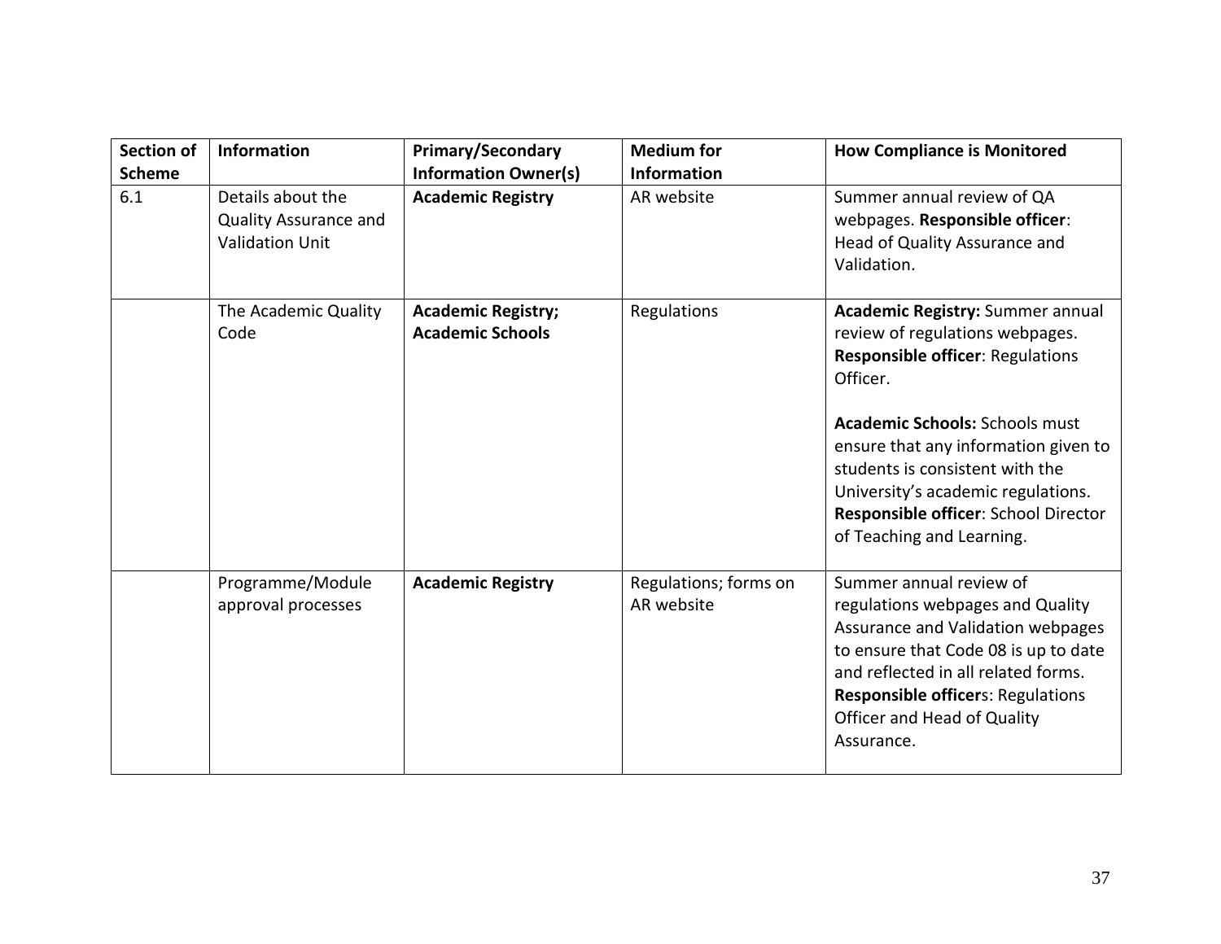| Section of Scheme | Information | Primary/Secondary Information Owner(s) | Medium for Information | How Compliance is Monitored |
|---|---|---|---|---|
| 6.1 | Details about the Quality Assurance and Validation Unit | **Academic Registry** | AR website | Summer annual review of QA webpages. **Responsible officer**: Head of Quality Assurance and Validation. |
| | The Academic Quality Code | **Academic Registry; Academic Schools** | Regulations | **Academic Registry:** Summer annual review of regulations webpages. **Responsible officer**: Regulations Officer.<br><br>**Academic Schools:** Schools must ensure that any information given to students is consistent with the University's academic regulations. **Responsible officer**: School Director of Teaching and Learning. |
| | Programme/Module approval processes | **Academic Registry** | Regulations; forms on AR website | Summer annual review of regulations webpages and Quality Assurance and Validation webpages to ensure that Code 08 is up to date and reflected in all related forms. **Responsible officer**s: Regulations Officer and Head of Quality Assurance. |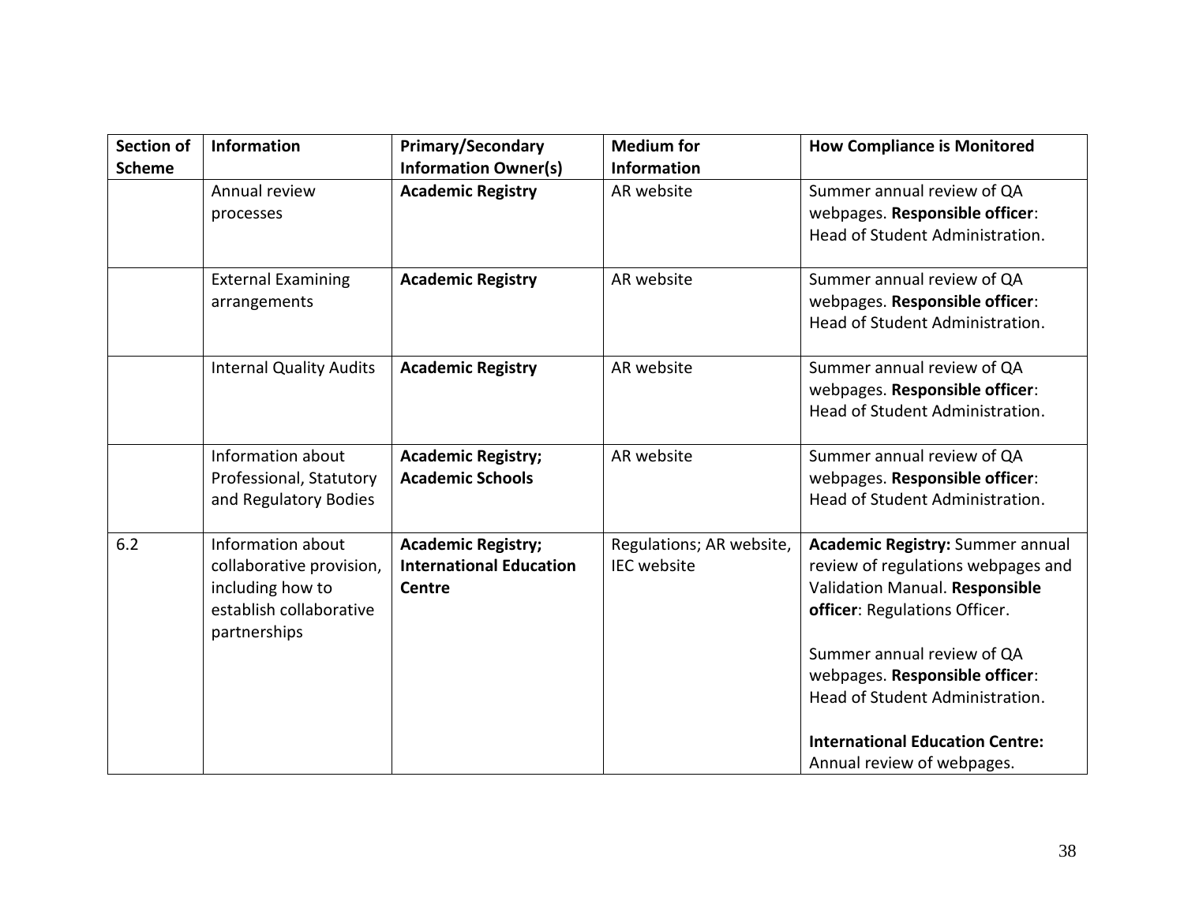| Section of Scheme | Information | Primary/Secondary Information Owner(s) | Medium for Information | How Compliance is Monitored |
| --- | --- | --- | --- | --- |
| | Annual review processes | **Academic Registry** | AR website | Summer annual review of QA webpages. **Responsible officer**: Head of Student Administration. |
| | External Examining arrangements | **Academic Registry** | AR website | Summer annual review of QA webpages. **Responsible officer**: Head of Student Administration. |
| | Internal Quality Audits | **Academic Registry** | AR website | Summer annual review of QA webpages. **Responsible officer**: Head of Student Administration. |
| | Information about Professional, Statutory and Regulatory Bodies | **Academic Registry; Academic Schools** | AR website | Summer annual review of QA webpages. **Responsible officer**: Head of Student Administration. |
| 6.2 | Information about collaborative provision, including how to establish collaborative partnerships | **Academic Registry; International Education Centre** | Regulations; AR website, IEC website | **Academic Registry:** Summer annual review of regulations webpages and Validation Manual. **Responsible officer**: Regulations Officer.<br><br>Summer annual review of QA webpages. **Responsible officer**: Head of Student Administration.<br><br>**International Education Centre:** Annual review of webpages. |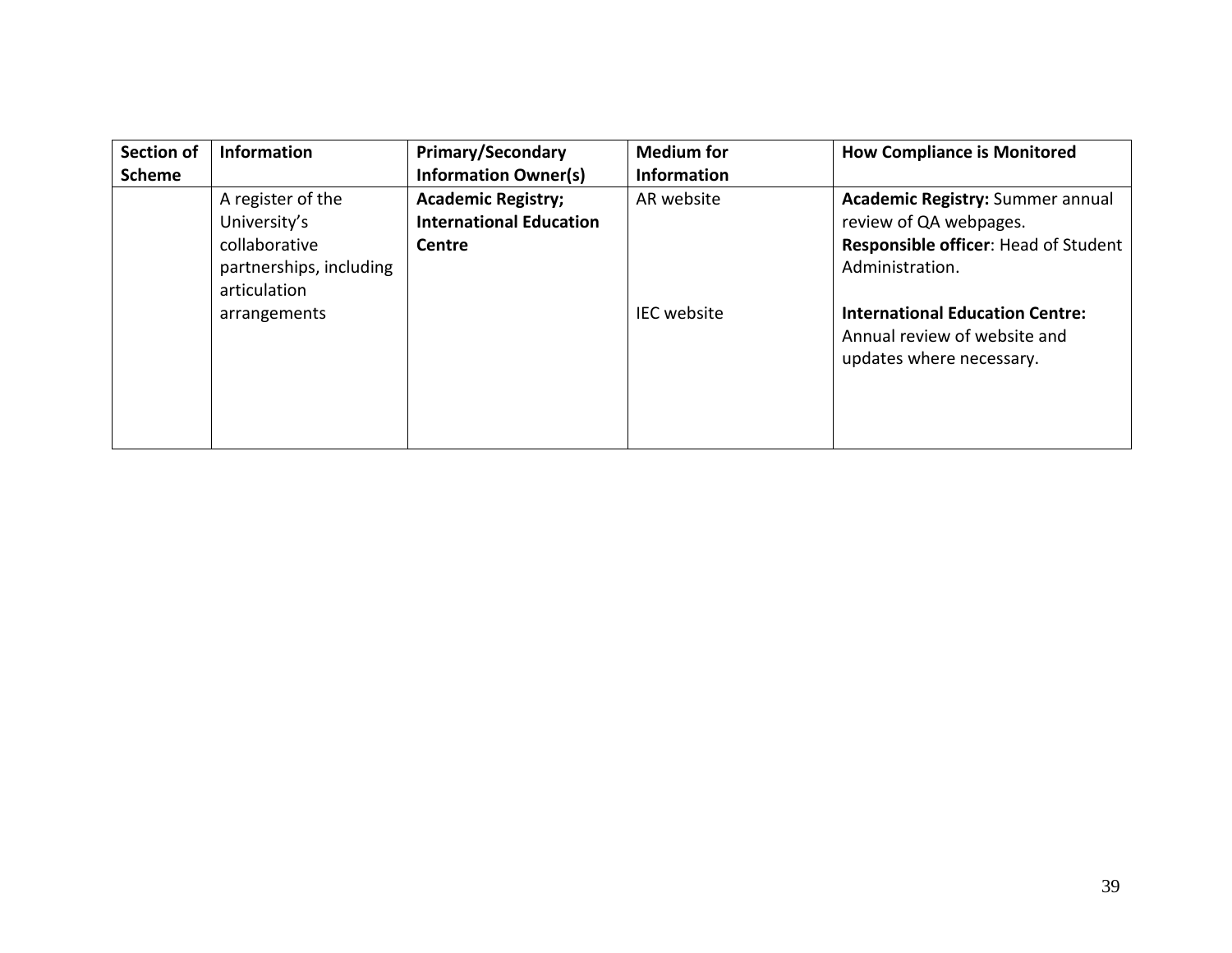| Section of Scheme | Information | Primary/Secondary Information Owner(s) | Medium for Information | How Compliance is Monitored |
|---|---|---|---|---|
| | A register of the University's collaborative partnerships, including articulation arrangements | **Academic Registry; International Education Centre** | AR website<br><br>IEC website | **Academic Registry:** Summer annual review of QA webpages.<br>**Responsible officer**: Head of Student Administration.<br><br>**International Education Centre:** Annual review of website and updates where necessary. |